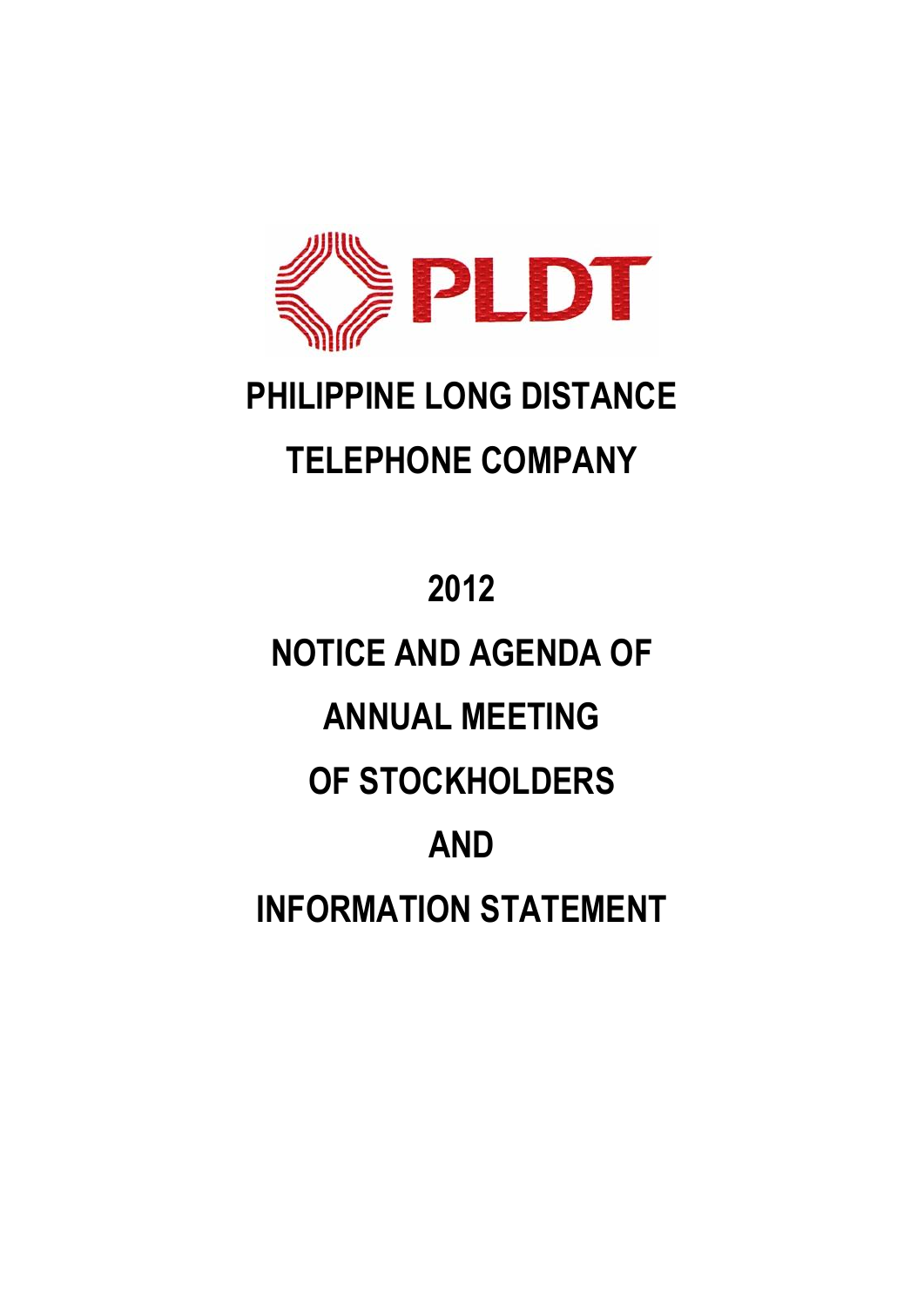PLDT

# PHILIPPINE LONG DISTANCE TELEPHONE COMPANY

# 2012

# NOTICE AND AGENDA OF ANNUAL MEETING OF STOCKHOLDERS AND INFORMATION STATEMENT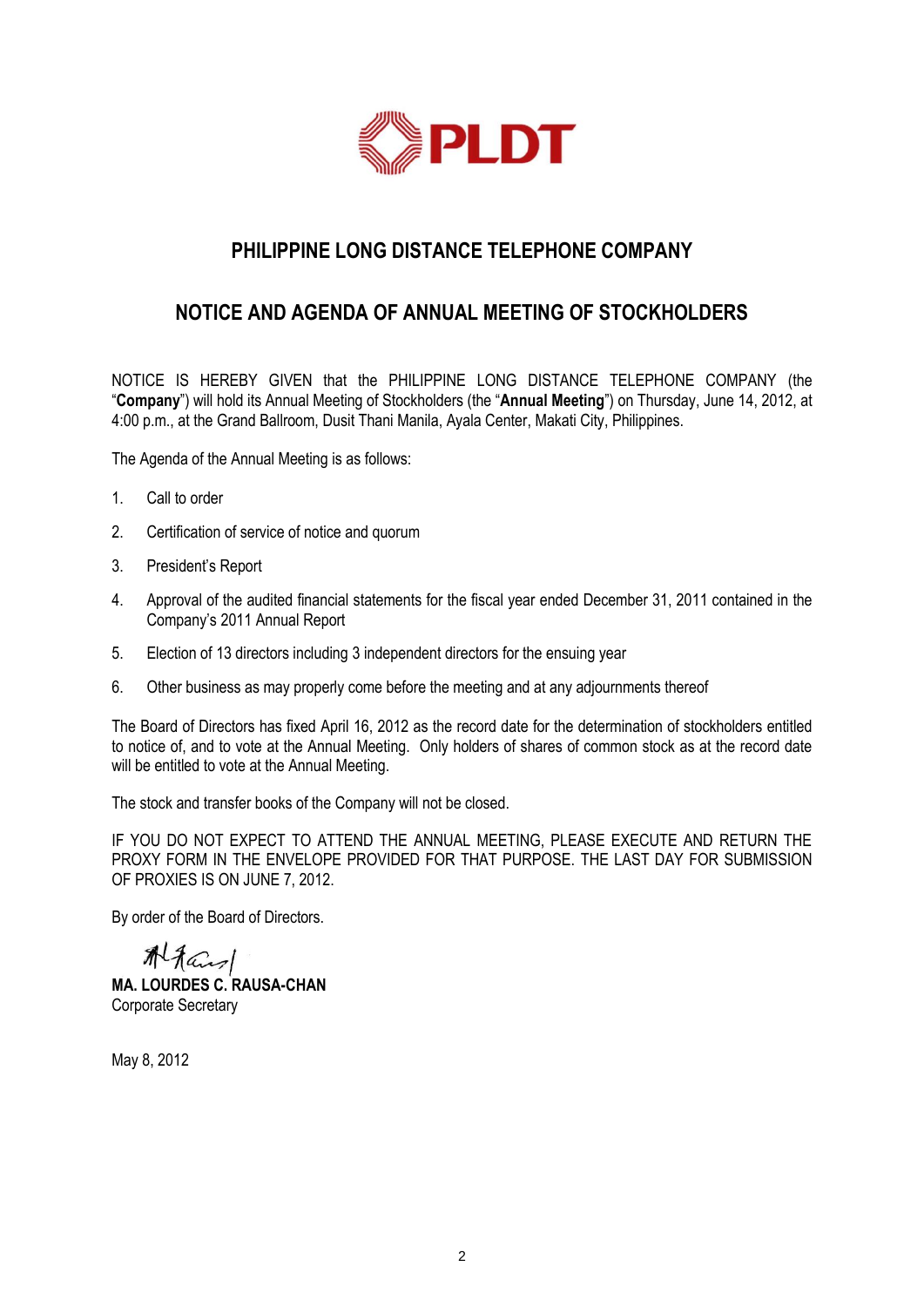# PHILIPPINE LONG DISTANCE TELEPHONE COMPANY

## NOTICE AND AGENDA OF ANNUAL MEETING OF STOCKHOLDERS

NOTICE IS HEREBY GIVEN that the PHILIPPINE LONG DISTANCE TELEPHONE COMPANY (the "**Company**") will hold its Annual Meeting of Stockholders (the "**Annual Meeting**") on Thursday, June 14, 2012, at 4:00 p.m., at the Grand Ballroom, Dusit Thani Manila, Ayala Center, Makati City, Philippines.

The Agenda of the Annual Meeting is as follows:

1. Call to order
2. Certification of service of notice and quorum
3. President's Report
4. Approval of the audited financial statements for the fiscal year ended December 31, 2011 contained in the Company's 2011 Annual Report
5. Election of 13 directors including 3 independent directors for the ensuing year
6. Other business as may properly come before the meeting and at any adjournments thereof

The Board of Directors has fixed April 16, 2012 as the record date for the determination of stockholders entitled to notice of, and to vote at the Annual Meeting. Only holders of shares of common stock as at the record date will be entitled to vote at the Annual Meeting.

The stock and transfer books of the Company will not be closed.

IF YOU DO NOT EXPECT TO ATTEND THE ANNUAL MEETING, PLEASE EXECUTE AND RETURN THE PROXY FORM IN THE ENVELOPE PROVIDED FOR THAT PURPOSE. THE LAST DAY FOR SUBMISSION OF PROXIES IS ON JUNE 7, 2012.

By order of the Board of Directors.

**MA. LOURDES C. RAUSA-CHAN**
Corporate Secretary

May 8, 2012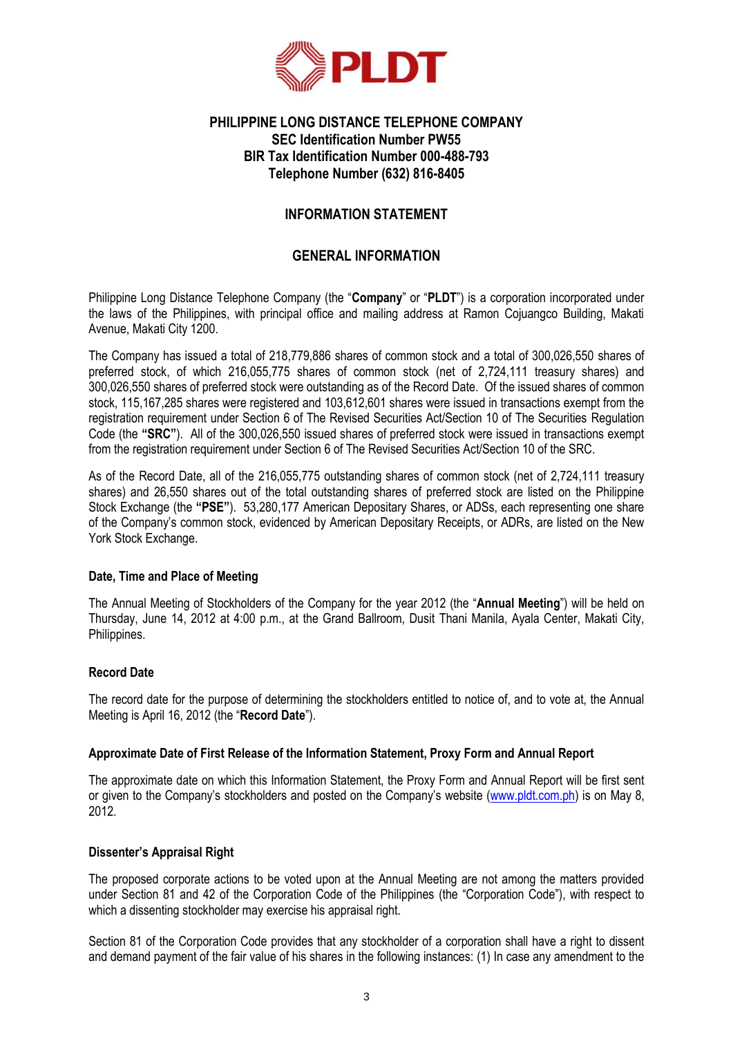**PHILIPPINE LONG DISTANCE TELEPHONE COMPANY**
**SEC Identification Number PW55**
**BIR Tax Identification Number 000-488-793**
**Telephone Number (632) 816-8405**

# INFORMATION STATEMENT

## GENERAL INFORMATION

Philippine Long Distance Telephone Company (the "**Company**" or "**PLDT**") is a corporation incorporated under the laws of the Philippines, with principal office and mailing address at Ramon Cojuangco Building, Makati Avenue, Makati City 1200.

The Company has issued a total of 218,779,886 shares of common stock and a total of 300,026,550 shares of preferred stock, of which 216,055,775 shares of common stock (net of 2,724,111 treasury shares) and 300,026,550 shares of preferred stock were outstanding as of the Record Date. Of the issued shares of common stock, 115,167,285 shares were registered and 103,612,601 shares were issued in transactions exempt from the registration requirement under Section 6 of The Revised Securities Act/Section 10 of The Securities Regulation Code (the **"SRC"**). All of the 300,026,550 issued shares of preferred stock were issued in transactions exempt from the registration requirement under Section 6 of The Revised Securities Act/Section 10 of the SRC.

As of the Record Date, all of the 216,055,775 outstanding shares of common stock (net of 2,724,111 treasury shares) and 26,550 shares out of the total outstanding shares of preferred stock are listed on the Philippine Stock Exchange (the **"PSE"**). 53,280,177 American Depositary Shares, or ADSs, each representing one share of the Company's common stock, evidenced by American Depositary Receipts, or ADRs, are listed on the New York Stock Exchange.

### Date, Time and Place of Meeting

The Annual Meeting of Stockholders of the Company for the year 2012 (the "**Annual Meeting**") will be held on Thursday, June 14, 2012 at 4:00 p.m., at the Grand Ballroom, Dusit Thani Manila, Ayala Center, Makati City, Philippines.

### Record Date

The record date for the purpose of determining the stockholders entitled to notice of, and to vote at, the Annual Meeting is April 16, 2012 (the "**Record Date**").

### Approximate Date of First Release of the Information Statement, Proxy Form and Annual Report

The approximate date on which this Information Statement, the Proxy Form and Annual Report will be first sent or given to the Company's stockholders and posted on the Company's website (www.pldt.com.ph) is on May 8, 2012.

### Dissenter's Appraisal Right

The proposed corporate actions to be voted upon at the Annual Meeting are not among the matters provided under Section 81 and 42 of the Corporation Code of the Philippines (the "Corporation Code"), with respect to which a dissenting stockholder may exercise his appraisal right.

Section 81 of the Corporation Code provides that any stockholder of a corporation shall have a right to dissent and demand payment of the fair value of his shares in the following instances: (1) In case any amendment to the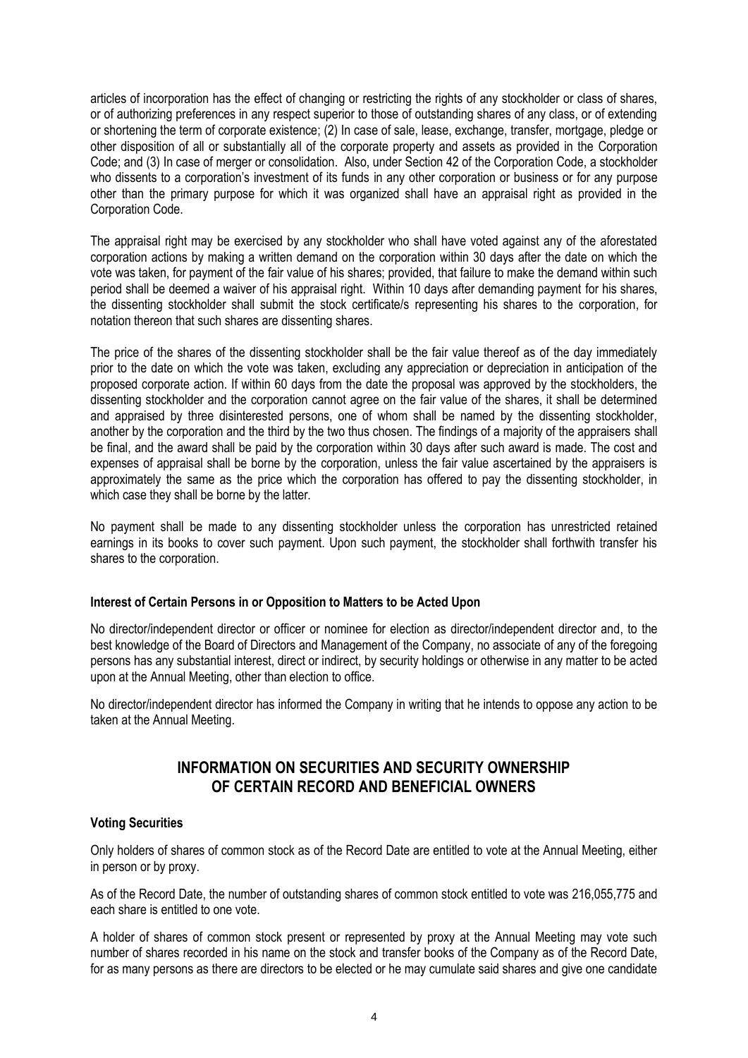articles of incorporation has the effect of changing or restricting the rights of any stockholder or class of shares, or of authorizing preferences in any respect superior to those of outstanding shares of any class, or of extending or shortening the term of corporate existence; (2) In case of sale, lease, exchange, transfer, mortgage, pledge or other disposition of all or substantially all of the corporate property and assets as provided in the Corporation Code; and (3) In case of merger or consolidation. Also, under Section 42 of the Corporation Code, a stockholder who dissents to a corporation's investment of its funds in any other corporation or business or for any purpose other than the primary purpose for which it was organized shall have an appraisal right as provided in the Corporation Code.

The appraisal right may be exercised by any stockholder who shall have voted against any of the aforestated corporation actions by making a written demand on the corporation within 30 days after the date on which the vote was taken, for payment of the fair value of his shares; provided, that failure to make the demand within such period shall be deemed a waiver of his appraisal right. Within 10 days after demanding payment for his shares, the dissenting stockholder shall submit the stock certificate/s representing his shares to the corporation, for notation thereon that such shares are dissenting shares.

The price of the shares of the dissenting stockholder shall be the fair value thereof as of the day immediately prior to the date on which the vote was taken, excluding any appreciation or depreciation in anticipation of the proposed corporate action. If within 60 days from the date the proposal was approved by the stockholders, the dissenting stockholder and the corporation cannot agree on the fair value of the shares, it shall be determined and appraised by three disinterested persons, one of whom shall be named by the dissenting stockholder, another by the corporation and the third by the two thus chosen. The findings of a majority of the appraisers shall be final, and the award shall be paid by the corporation within 30 days after such award is made. The cost and expenses of appraisal shall be borne by the corporation, unless the fair value ascertained by the appraisers is approximately the same as the price which the corporation has offered to pay the dissenting stockholder, in which case they shall be borne by the latter.

No payment shall be made to any dissenting stockholder unless the corporation has unrestricted retained earnings in its books to cover such payment. Upon such payment, the stockholder shall forthwith transfer his shares to the corporation.

**Interest of Certain Persons in or Opposition to Matters to be Acted Upon**

No director/independent director or officer or nominee for election as director/independent director and, to the best knowledge of the Board of Directors and Management of the Company, no associate of any of the foregoing persons has any substantial interest, direct or indirect, by security holdings or otherwise in any matter to be acted upon at the Annual Meeting, other than election to office.

No director/independent director has informed the Company in writing that he intends to oppose any action to be taken at the Annual Meeting.

## INFORMATION ON SECURITIES AND SECURITY OWNERSHIP OF CERTAIN RECORD AND BENEFICIAL OWNERS

**Voting Securities**

Only holders of shares of common stock as of the Record Date are entitled to vote at the Annual Meeting, either in person or by proxy.

As of the Record Date, the number of outstanding shares of common stock entitled to vote was 216,055,775 and each share is entitled to one vote.

A holder of shares of common stock present or represented by proxy at the Annual Meeting may vote such number of shares recorded in his name on the stock and transfer books of the Company as of the Record Date, for as many persons as there are directors to be elected or he may cumulate said shares and give one candidate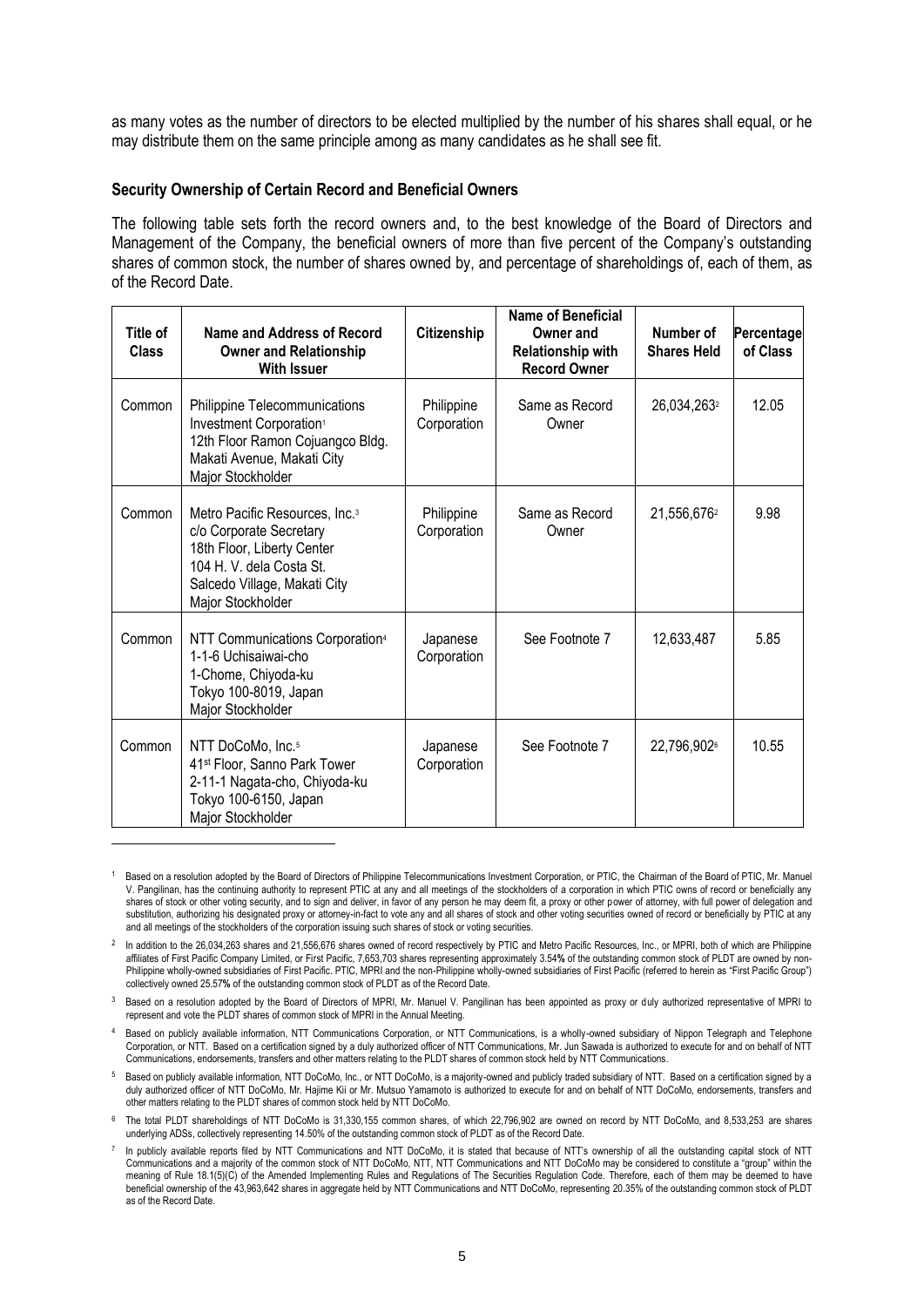as many votes as the number of directors to be elected multiplied by the number of his shares shall equal, or he may distribute them on the same principle among as many candidates as he shall see fit.

**Security Ownership of Certain Record and Beneficial Owners**

The following table sets forth the record owners and, to the best knowledge of the Board of Directors and Management of the Company, the beneficial owners of more than five percent of the Company's outstanding shares of common stock, the number of shares owned by, and percentage of shareholdings of, each of them, as of the Record Date.

| Title of Class | Name and Address of Record Owner and Relationship With Issuer | Citizenship | Name of Beneficial Owner and Relationship with Record Owner | Number of Shares Held | Percentage of Class |
|---|---|---|---|---|---|
| Common | Philippine Telecommunications Investment Corporation[1] 12th Floor Ramon Cojuangco Bldg. Makati Avenue, Makati City Major Stockholder | Philippine Corporation | Same as Record Owner | 26,034,263[2] | 12.05 |
| Common | Metro Pacific Resources, Inc.[3] c/o Corporate Secretary 18th Floor, Liberty Center 104 H. V. dela Costa St. Salcedo Village, Makati City Major Stockholder | Philippine Corporation | Same as Record Owner | 21,556,676[2] | 9.98 |
| Common | NTT Communications Corporation[4] 1-1-6 Uchisaiwai-cho 1-Chome, Chiyoda-ku Tokyo 100-8019, Japan Major Stockholder | Japanese Corporation | See Footnote 7 | 12,633,487 | 5.85 |
| Common | NTT DoCoMo, Inc.[5] 41st Floor, Sanno Park Tower 2-11-1 Nagata-cho, Chiyoda-ku Tokyo 100-6150, Japan Major Stockholder | Japanese Corporation | See Footnote 7 | 22,796,902[6] | 10.55 |

[1] Based on a resolution adopted by the Board of Directors of Philippine Telecommunications Investment Corporation, or PTIC, the Chairman of the Board of PTIC, Mr. Manuel V. Pangilinan, has the continuing authority to represent PTIC at any and all meetings of the stockholders of a corporation in which PTIC owns of record or beneficially any shares of stock or other voting security, and to sign and deliver, in favor of any person he may deem fit, a proxy or other power of attorney, with full power of delegation and substitution, authorizing his designated proxy or attorney-in-fact to vote any and all shares of stock and other voting securities owned of record or beneficially by PTIC at any and all meetings of the stockholders of the corporation issuing such shares of stock or voting securities.

[2] In addition to the 26,034,263 shares and 21,556,676 shares owned of record respectively by PTIC and Metro Pacific Resources, Inc., or MPRI, both of which are Philippine affiliates of First Pacific Company Limited, or First Pacific, 7,653,703 shares representing approximately 3.54% of the outstanding common stock of PLDT are owned by non-Philippine wholly-owned subsidiaries of First Pacific. PTIC, MPRI and the non-Philippine wholly-owned subsidiaries of First Pacific (referred to herein as "First Pacific Group") collectively owned 25.57% of the outstanding common stock of PLDT as of the Record Date.

[3] Based on a resolution adopted by the Board of Directors of MPRI, Mr. Manuel V. Pangilinan has been appointed as proxy or duly authorized representative of MPRI to represent and vote the PLDT shares of common stock of MPRI in the Annual Meeting.

[4] Based on publicly available information, NTT Communications Corporation, or NTT Communications, is a wholly-owned subsidiary of Nippon Telegraph and Telephone Corporation, or NTT. Based on a certification signed by a duly authorized officer of NTT Communications, Mr. Jun Sawada is authorized to execute for and on behalf of NTT Communications, endorsements, transfers and other matters relating to the PLDT shares of common stock held by NTT Communications.

[5] Based on publicly available information, NTT DoCoMo, Inc., or NTT DoCoMo, is a majority-owned and publicly traded subsidiary of NTT. Based on a certification signed by a duly authorized officer of NTT DoCoMo, Mr. Hajime Kii or Mr. Mutsuo Yamamoto is authorized to execute for and on behalf of NTT DoCoMo, endorsements, transfers and other matters relating to the PLDT shares of common stock held by NTT DoCoMo.

[6] The total PLDT shareholdings of NTT DoCoMo is 31,330,155 common shares, of which 22,796,902 are owned on record by NTT DoCoMo, and 8,533,253 are shares underlying ADSs, collectively representing 14.50% of the outstanding common stock of PLDT as of the Record Date.

[7] In publicly available reports filed by NTT Communications and NTT DoCoMo, it is stated that because of NTT's ownership of all the outstanding capital stock of NTT Communications and a majority of the common stock of NTT DoCoMo, NTT, NTT Communications and NTT DoCoMo may be considered to constitute a "group" within the meaning of Rule 18.1(5)(C) of the Amended Implementing Rules and Regulations of The Securities Regulation Code. Therefore, each of them may be deemed to have beneficial ownership of the 43,963,642 shares in aggregate held by NTT Communications and NTT DoCoMo, representing 20.35% of the outstanding common stock of PLDT as of the Record Date.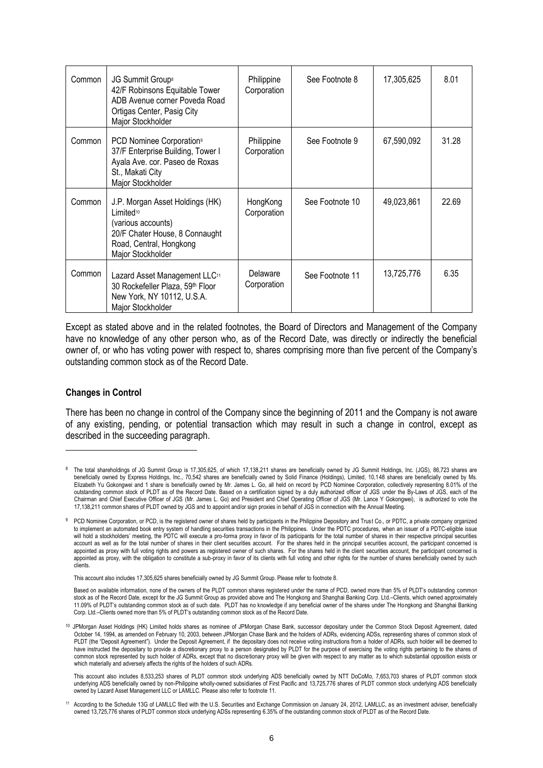| Common | JG Summit Group[8]<br>42/F Robinsons Equitable Tower<br>ADB Avenue corner Poveda Road<br>Ortigas Center, Pasig City<br>Major Stockholder | Philippine Corporation | See Footnote 8 | 17,305,625 | 8.01 |
|---|---|---|---|---|---|
| Common | PCD Nominee Corporation[9]<br>37/F Enterprise Building, Tower I<br>Ayala Ave. cor. Paseo de Roxas St., Makati City<br>Major Stockholder | Philippine Corporation | See Footnote 9 | 67,590,092 | 31.28 |
| Common | J.P. Morgan Asset Holdings (HK) Limited[10]<br>(various accounts)<br>20/F Chater House, 8 Connaught Road, Central, Hongkong<br>Major Stockholder | HongKong Corporation | See Footnote 10 | 49,023,861 | 22.69 |
| Common | Lazard Asset Management LLC[11]<br>30 Rockefeller Plaza, 59th Floor<br>New York, NY 10112, U.S.A.<br>Major Stockholder | Delaware Corporation | See Footnote 11 | 13,725,776 | 6.35 |

Except as stated above and in the related footnotes, the Board of Directors and Management of the Company have no knowledge of any other person who, as of the Record Date, was directly or indirectly the beneficial owner of, or who has voting power with respect to, shares comprising more than five percent of the Company's outstanding common stock as of the Record Date.

**Changes in Control**

There has been no change in control of the Company since the beginning of 2011 and the Company is not aware of any existing, pending, or potential transaction which may result in such a change in control, except as described in the succeeding paragraph.

---

[8] The total shareholdings of JG Summit Group is 17,305,625, of which 17,138,211 shares are beneficially owned by JG Summit Holdings, Inc. (JGS), 86,723 shares are beneficially owned by Express Holdings, Inc., 70,542 shares are beneficially owned by Solid Finance (Holdings), Limited, 10,148 shares are beneficially owned by Ms. Elizabeth Yu Gokongwei and 1 share is beneficially owned by Mr. James L. Go, all held on record by PCD Nominee Corporation, collectively representing 8.01% of the outstanding common stock of PLDT as of the Record Date. Based on a certification signed by a duly authorized officer of JGS under the By-Laws of JGS, each of the Chairman and Chief Executive Officer of JGS (Mr. James L. Go) and President and Chief Operating Officer of JGS (Mr. Lance Y Gokongwei), is authorized to vote the 17,138,211 common shares of PLDT owned by JGS and to appoint and/or sign proxies in behalf of JGS in connection with the Annual Meeting.

[9] PCD Nominee Corporation, or PCD, is the registered owner of shares held by participants in the Philippine Depository and Trust Co., or PDTC, a private company organized to implement an automated book entry system of handling securities transactions in the Philippines. Under the PDTC procedures, when an issuer of a PDTC-eligible issue will hold a stockholders' meeting, the PDTC will execute a pro-forma proxy in favor of its participants for the total number of shares in their respective principal securities account as well as for the total number of shares in their client securities account. For the shares held in the principal securities account, the participant concerned is appointed as proxy with full voting rights and powers as registered owner of such shares. For the shares held in the client securities account, the participant concerned is appointed as proxy, with the obligation to constitute a sub-proxy in favor of its clients with full voting and other rights for the number of shares beneficially owned by such clients.

This account also includes 17,305,625 shares beneficially owned by JG Summit Group. Please refer to footnote 8.

Based on available information, none of the owners of the PLDT common shares registered under the name of PCD, owned more than 5% of PLDT's outstanding common stock as of the Record Date, except for the JG Summit Group as provided above and The Hongkong and Shanghai Banking Corp. Ltd.–Clients, which owned approximately 11.09% of PLDT's outstanding common stock as of such date. PLDT has no knowledge if any beneficial owner of the shares under The Hongkong and Shanghai Banking Corp. Ltd.–Clients owned more than 5% of PLDT's outstanding common stock as of the Record Date.

[10] JPMorgan Asset Holdings (HK) Limited holds shares as nominee of JPMorgan Chase Bank, successor depositary under the Common Stock Deposit Agreement, dated October 14, 1994, as amended on February 10, 2003, between JPMorgan Chase Bank and the holders of ADRs, evidencing ADSs, representing shares of common stock of PLDT (the "Deposit Agreement"). Under the Deposit Agreement, if the depositary does not receive voting instructions from a holder of ADRs, such holder will be deemed to have instructed the depositary to provide a discretionary proxy to a person designated by PLDT for the purpose of exercising the voting rights pertaining to the shares of common stock represented by such holder of ADRs, except that no discretionary proxy will be given with respect to any matter as to which substantial opposition exists or which materially and adversely affects the rights of the holders of such ADRs.

This account also includes 8,533,253 shares of PLDT common stock underlying ADS beneficially owned by NTT DoCoMo, 7,653,703 shares of PLDT common stock underlying ADS beneficially owned by non-Philippine wholly-owned subsidiaries of First Pacific and 13,725,776 shares of PLDT common stock underlying ADS beneficially owned by Lazard Asset Management LLC or LAMLLC. Please also refer to footnote 11.

[11] According to the Schedule 13G of LAMLLC filed with the U.S. Securities and Exchange Commission on January 24, 2012, LAMLLC, as an investment adviser, beneficially owned 13,725,776 shares of PLDT common stock underlying ADSs representing 6.35% of the outstanding common stock of PLDT as of the Record Date.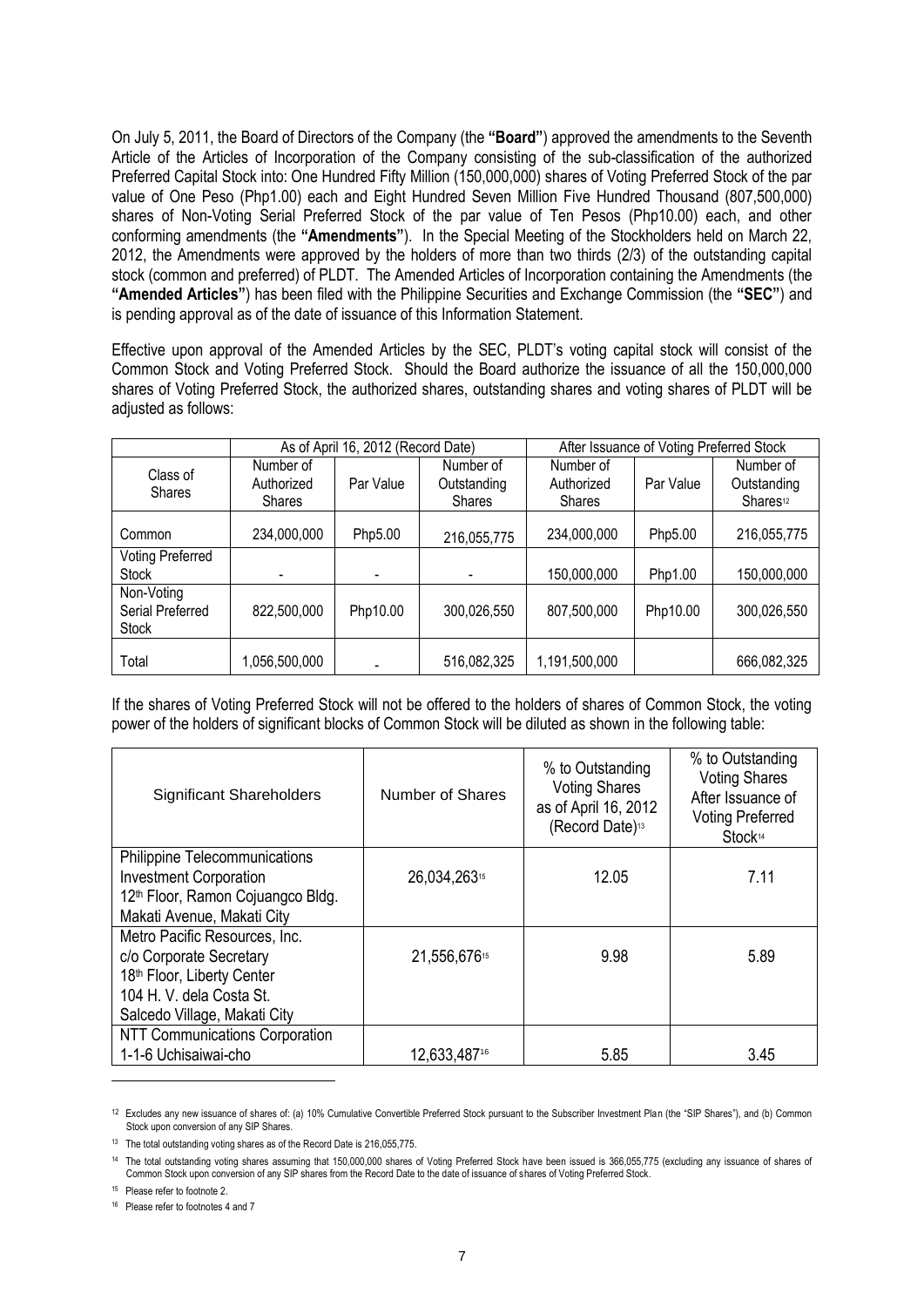On July 5, 2011, the Board of Directors of the Company (the **"Board"**) approved the amendments to the Seventh Article of the Articles of Incorporation of the Company consisting of the sub-classification of the authorized Preferred Capital Stock into: One Hundred Fifty Million (150,000,000) shares of Voting Preferred Stock of the par value of One Peso (Php1.00) each and Eight Hundred Seven Million Five Hundred Thousand (807,500,000) shares of Non-Voting Serial Preferred Stock of the par value of Ten Pesos (Php10.00) each, and other conforming amendments (the **"Amendments"**). In the Special Meeting of the Stockholders held on March 22, 2012, the Amendments were approved by the holders of more than two thirds (2/3) of the outstanding capital stock (common and preferred) of PLDT. The Amended Articles of Incorporation containing the Amendments (the **"Amended Articles"**) has been filed with the Philippine Securities and Exchange Commission (the **"SEC"**) and is pending approval as of the date of issuance of this Information Statement.

Effective upon approval of the Amended Articles by the SEC, PLDT's voting capital stock will consist of the Common Stock and Voting Preferred Stock. Should the Board authorize the issuance of all the 150,000,000 shares of Voting Preferred Stock, the authorized shares, outstanding shares and voting shares of PLDT will be adjusted as follows:

| | As of April 16, 2012 (Record Date) | | | After Issuance of Voting Preferred Stock | | |
|---|---|---|---|---|---|---|
| Class of Shares | Number of Authorized Shares | Par Value | Number of Outstanding Shares | Number of Authorized Shares | Par Value | Number of Outstanding Shares[12] |
| Common | 234,000,000 | Php5.00 | 216,055,775 | 234,000,000 | Php5.00 | 216,055,775 |
| Voting Preferred Stock | - | - | - | 150,000,000 | Php1.00 | 150,000,000 |
| Non-Voting Serial Preferred Stock | 822,500,000 | Php10.00 | 300,026,550 | 807,500,000 | Php10.00 | 300,026,550 |
| Total | 1,056,500,000 | - | 516,082,325 | 1,191,500,000 | | 666,082,325 |

If the shares of Voting Preferred Stock will not be offered to the holders of shares of Common Stock, the voting power of the holders of significant blocks of Common Stock will be diluted as shown in the following table:

| Significant Shareholders | Number of Shares | % to Outstanding Voting Shares as of April 16, 2012 (Record Date)[13] | % to Outstanding Voting Shares After Issuance of Voting Preferred Stock[14] |
|---|---|---|---|
| Philippine Telecommunications Investment Corporation 12th Floor, Ramon Cojuangco Bldg. Makati Avenue, Makati City | 26,034,263[15] | 12.05 | 7.11 |
| Metro Pacific Resources, Inc. c/o Corporate Secretary 18th Floor, Liberty Center 104 H. V. dela Costa St. Salcedo Village, Makati City | 21,556,676[15] | 9.98 | 5.89 |
| NTT Communications Corporation 1-1-6 Uchisaiwai-cho | 12,633,487[16] | 5.85 | 3.45 |

[12] Excludes any new issuance of shares of: (a) 10% Cumulative Convertible Preferred Stock pursuant to the Subscriber Investment Plan (the "SIP Shares"), and (b) Common Stock upon conversion of any SIP Shares.

[13] The total outstanding voting shares as of the Record Date is 216,055,775.

[14] The total outstanding voting shares assuming that 150,000,000 shares of Voting Preferred Stock have been issued is 366,055,775 (excluding any issuance of shares of Common Stock upon conversion of any SIP shares from the Record Date to the date of issuance of shares of Voting Preferred Stock.

[15] Please refer to footnote 2.

[16] Please refer to footnotes 4 and 7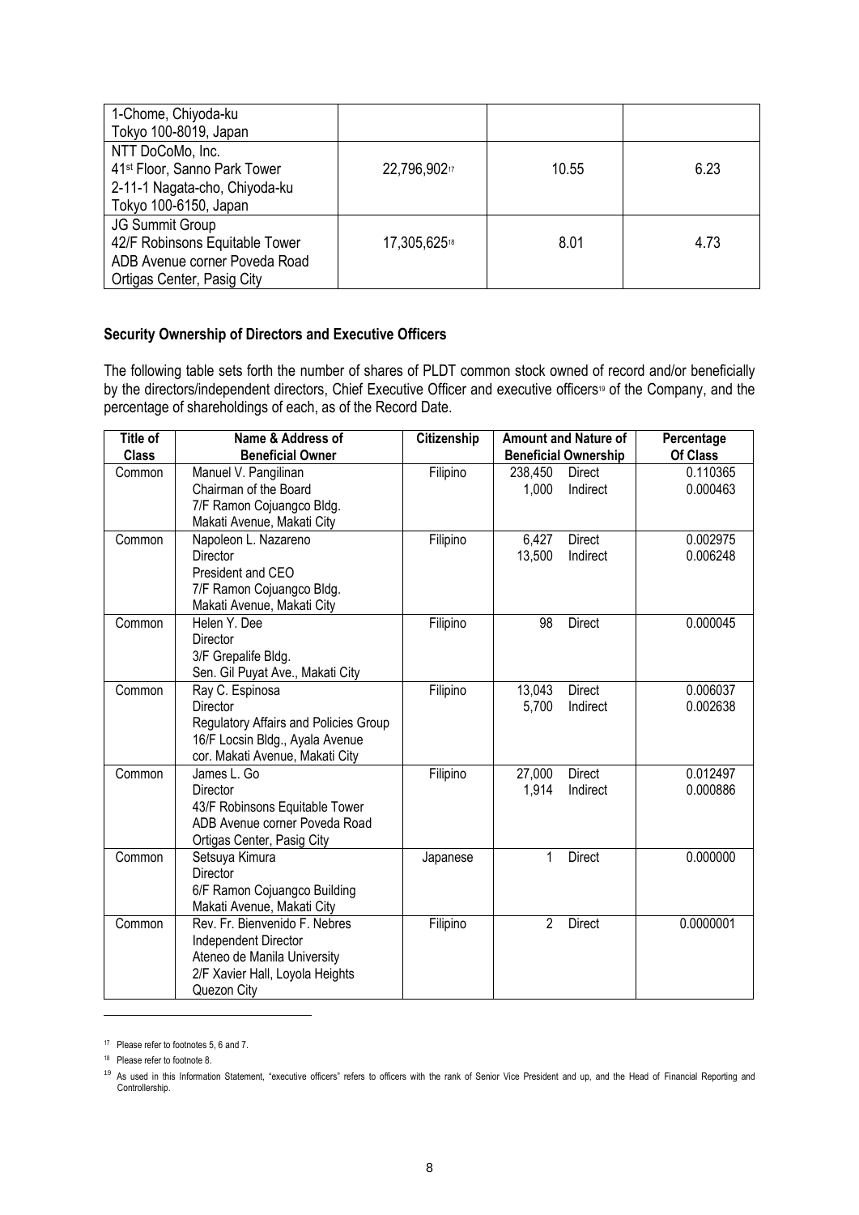| | | | |
|---|---|---|---|
| 1-Chome, Chiyoda-ku<br>Tokyo 100-8019, Japan | | | |
| NTT DoCoMo, Inc.<br>41st Floor, Sanno Park Tower<br>2-11-1 Nagata-cho, Chiyoda-ku<br>Tokyo 100-6150, Japan | 22,796,902[17] | 10.55 | 6.23 |
| JG Summit Group<br>42/F Robinsons Equitable Tower<br>ADB Avenue corner Poveda Road<br>Ortigas Center, Pasig City | 17,305,625[18] | 8.01 | 4.73 |

**Security Ownership of Directors and Executive Officers**

The following table sets forth the number of shares of PLDT common stock owned of record and/or beneficially by the directors/independent directors, Chief Executive Officer and executive officers[19] of the Company, and the percentage of shareholdings of each, as of the Record Date.

| Title of Class | Name & Address of Beneficial Owner | Citizenship | Amount and Nature of Beneficial Ownership | Percentage Of Class |
|---|---|---|---|---|
| Common | Manuel V. Pangilinan<br>Chairman of the Board<br>7/F Ramon Cojuangco Bldg.<br>Makati Avenue, Makati City | Filipino | 238,450 Direct<br>1,000 Indirect | 0.110365<br>0.000463 |
| Common | Napoleon L. Nazareno<br>Director<br>President and CEO<br>7/F Ramon Cojuangco Bldg.<br>Makati Avenue, Makati City | Filipino | 6,427 Direct<br>13,500 Indirect | 0.002975<br>0.006248 |
| Common | Helen Y. Dee<br>Director<br>3/F Grepalife Bldg.<br>Sen. Gil Puyat Ave., Makati City | Filipino | 98 Direct | 0.000045 |
| Common | Ray C. Espinosa<br>Director<br>Regulatory Affairs and Policies Group<br>16/F Locsin Bldg., Ayala Avenue<br>cor. Makati Avenue, Makati City | Filipino | 13,043 Direct<br>5,700 Indirect | 0.006037<br>0.002638 |
| Common | James L. Go<br>Director<br>43/F Robinsons Equitable Tower<br>ADB Avenue corner Poveda Road<br>Ortigas Center, Pasig City | Filipino | 27,000 Direct<br>1,914 Indirect | 0.012497<br>0.000886 |
| Common | Setsuya Kimura<br>Director<br>6/F Ramon Cojuangco Building<br>Makati Avenue, Makati City | Japanese | 1 Direct | 0.000000 |
| Common | Rev. Fr. Bienvenido F. Nebres<br>Independent Director<br>Ateneo de Manila University<br>2/F Xavier Hall, Loyola Heights<br>Quezon City | Filipino | 2 Direct | 0.0000001 |

[17] Please refer to footnotes 5, 6 and 7.

[18] Please refer to footnote 8.

[19] As used in this Information Statement, "executive officers" refers to officers with the rank of Senior Vice President and up, and the Head of Financial Reporting and Controllership.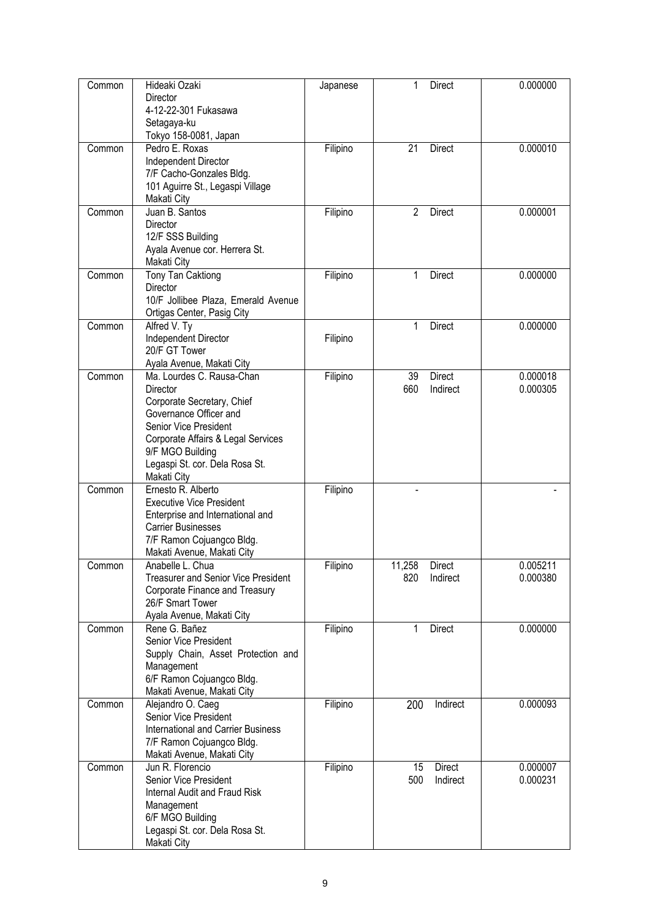| Common | Hideaki Ozaki<br>Director<br>4-12-22-301 Fukasawa<br>Setagaya-ku<br>Tokyo 158-0081, Japan | Japanese | 1 Direct | 0.000000 |
|---|---|---|---|---|
| Common | Pedro E. Roxas<br>Independent Director<br>7/F Cacho-Gonzales Bldg.<br>101 Aguirre St., Legaspi Village<br>Makati City | Filipino | 21 Direct | 0.000010 |
| Common | Juan B. Santos<br>Director<br>12/F SSS Building<br>Ayala Avenue cor. Herrera St.<br>Makati City | Filipino | 2 Direct | 0.000001 |
| Common | Tony Tan Caktiong<br>Director<br>10/F Jollibee Plaza, Emerald Avenue<br>Ortigas Center, Pasig City | Filipino | 1 Direct | 0.000000 |
| Common | Alfred V. Ty<br>Independent Director<br>20/F GT Tower<br>Ayala Avenue, Makati City | Filipino | 1 Direct | 0.000000 |
| Common | Ma. Lourdes C. Rausa-Chan<br>Director<br>Corporate Secretary, Chief Governance Officer and Senior Vice President<br>Corporate Affairs & Legal Services<br>9/F MGO Building<br>Legaspi St. cor. Dela Rosa St.<br>Makati City | Filipino | 39 Direct<br>660 Indirect | 0.000018<br>0.000305 |
| Common | Ernesto R. Alberto<br>Executive Vice President<br>Enterprise and International and Carrier Businesses<br>7/F Ramon Cojuangco Bldg.<br>Makati Avenue, Makati City | Filipino | - | - |
| Common | Anabelle L. Chua<br>Treasurer and Senior Vice President<br>Corporate Finance and Treasury<br>26/F Smart Tower<br>Ayala Avenue, Makati City | Filipino | 11,258 Direct<br>820 Indirect | 0.005211<br>0.000380 |
| Common | Rene G. Bañez<br>Senior Vice President<br>Supply Chain, Asset Protection and Management<br>6/F Ramon Cojuangco Bldg.<br>Makati Avenue, Makati City | Filipino | 1 Direct | 0.000000 |
| Common | Alejandro O. Caeg<br>Senior Vice President<br>International and Carrier Business<br>7/F Ramon Cojuangco Bldg.<br>Makati Avenue, Makati City | Filipino | 200 Indirect | 0.000093 |
| Common | Jun R. Florencio<br>Senior Vice President<br>Internal Audit and Fraud Risk Management<br>6/F MGO Building<br>Legaspi St. cor. Dela Rosa St.<br>Makati City | Filipino | 15 Direct<br>500 Indirect | 0.000007<br>0.000231 |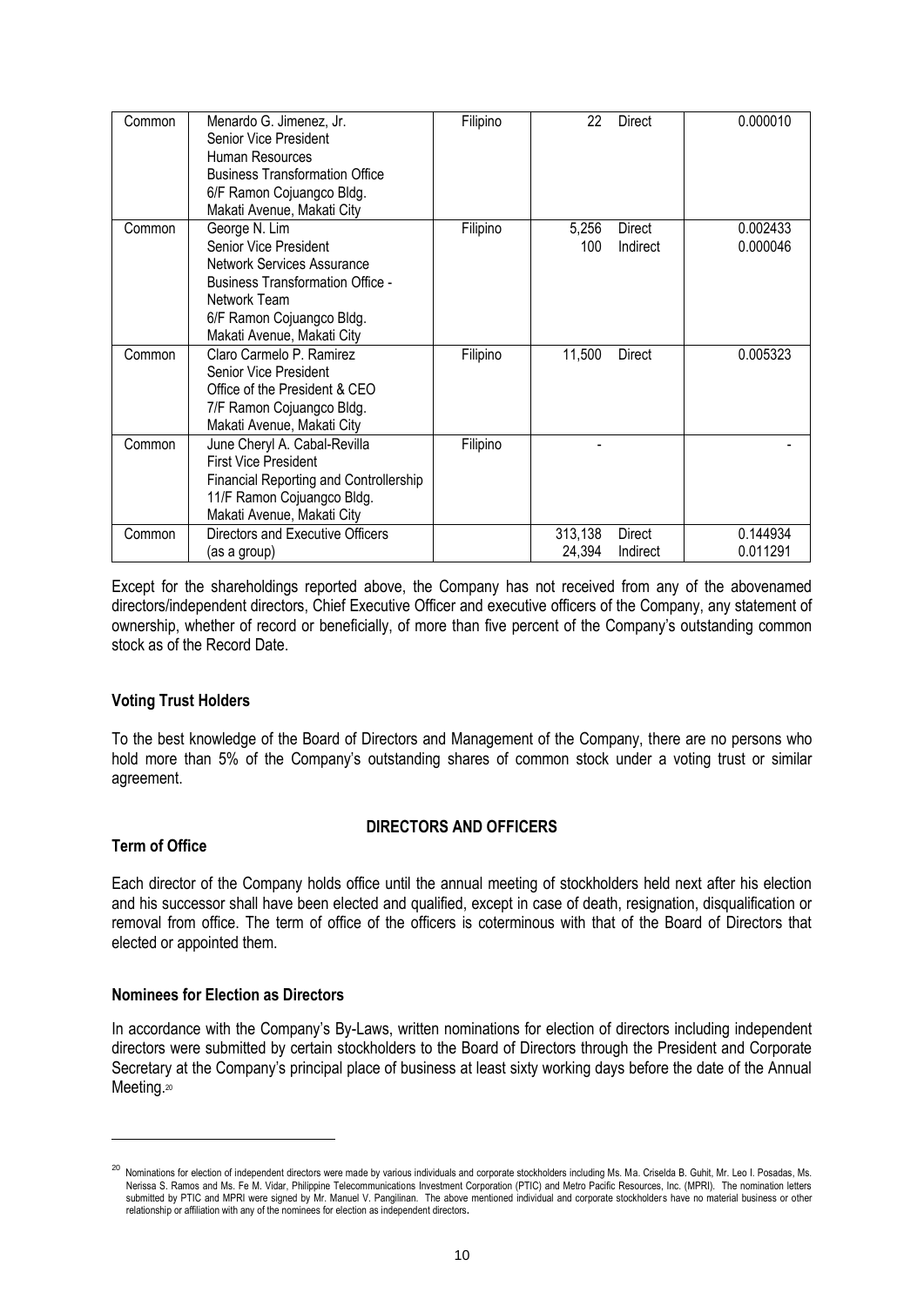| Common | Menardo G. Jimenez, Jr.<br>Senior Vice President<br>Human Resources<br>Business Transformation Office<br>6/F Ramon Cojuangco Bldg.<br>Makati Avenue, Makati City | Filipino | 22 | Direct | 0.000010 |
|---|---|---|---|---|---|
| Common | George N. Lim<br>Senior Vice President<br>Network Services Assurance<br>Business Transformation Office - Network Team<br>6/F Ramon Cojuangco Bldg.<br>Makati Avenue, Makati City | Filipino | 5,256<br>100 | Direct<br>Indirect | 0.002433<br>0.000046 |
| Common | Claro Carmelo P. Ramirez<br>Senior Vice President<br>Office of the President & CEO<br>7/F Ramon Cojuangco Bldg.<br>Makati Avenue, Makati City | Filipino | 11,500 | Direct | 0.005323 |
| Common | June Cheryl A. Cabal-Revilla<br>First Vice President<br>Financial Reporting and Controllership<br>11/F Ramon Cojuangco Bldg.<br>Makati Avenue, Makati City | Filipino | - | | - |
| Common | Directors and Executive Officers<br>(as a group) | | 313,138<br>24,394 | Direct<br>Indirect | 0.144934<br>0.011291 |

Except for the shareholdings reported above, the Company has not received from any of the abovenamed directors/independent directors, Chief Executive Officer and executive officers of the Company, any statement of ownership, whether of record or beneficially, of more than five percent of the Company's outstanding common stock as of the Record Date.

**Voting Trust Holders**

To the best knowledge of the Board of Directors and Management of the Company, there are no persons who hold more than 5% of the Company's outstanding shares of common stock under a voting trust or similar agreement.

## DIRECTORS AND OFFICERS

**Term of Office**

Each director of the Company holds office until the annual meeting of stockholders held next after his election and his successor shall have been elected and qualified, except in case of death, resignation, disqualification or removal from office. The term of office of the officers is coterminous with that of the Board of Directors that elected or appointed them.

**Nominees for Election as Directors**

In accordance with the Company's By-Laws, written nominations for election of directors including independent directors were submitted by certain stockholders to the Board of Directors through the President and Corporate Secretary at the Company's principal place of business at least sixty working days before the date of the Annual Meeting.[20]

---

[20] Nominations for election of independent directors were made by various individuals and corporate stockholders including Ms. Ma. Criselda B. Guhit, Mr. Leo I. Posadas, Ms. Nerissa S. Ramos and Ms. Fe M. Vidar, Philippine Telecommunications Investment Corporation (PTIC) and Metro Pacific Resources, Inc. (MPRI). The nomination letters submitted by PTIC and MPRI were signed by Mr. Manuel V. Pangilinan. The above mentioned individual and corporate stockholders have no material business or other relationship or affiliation with any of the nominees for election as independent directors.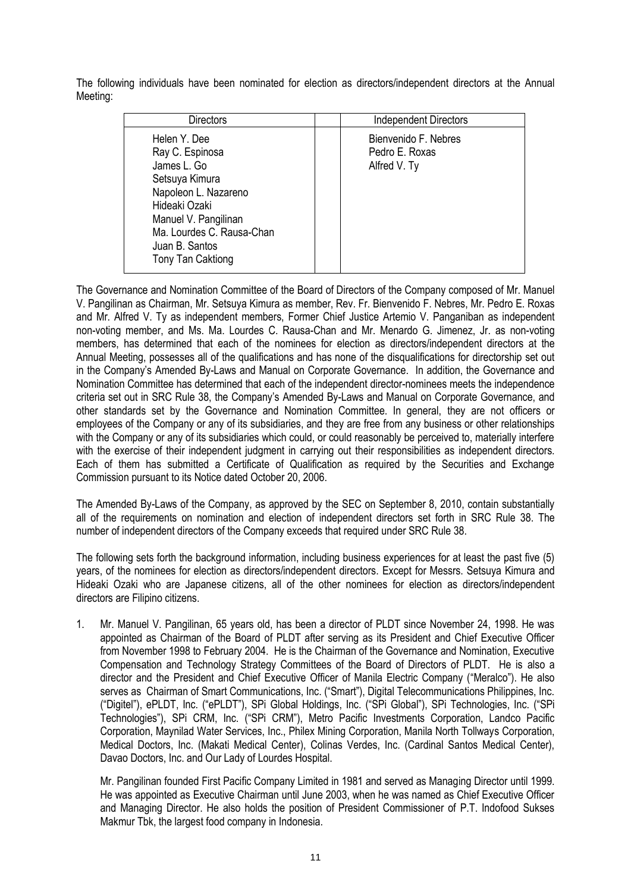The following individuals have been nominated for election as directors/independent directors at the Annual Meeting:

| Directors | | Independent Directors |
|---|---|---|
| Helen Y. Dee<br>Ray C. Espinosa<br>James L. Go<br>Setsuya Kimura<br>Napoleon L. Nazareno<br>Hideaki Ozaki<br>Manuel V. Pangilinan<br>Ma. Lourdes C. Rausa-Chan<br>Juan B. Santos<br>Tony Tan Caktiong | | Bienvenido F. Nebres<br>Pedro E. Roxas<br>Alfred V. Ty |

The Governance and Nomination Committee of the Board of Directors of the Company composed of Mr. Manuel V. Pangilinan as Chairman, Mr. Setsuya Kimura as member, Rev. Fr. Bienvenido F. Nebres, Mr. Pedro E. Roxas and Mr. Alfred V. Ty as independent members, Former Chief Justice Artemio V. Panganiban as independent non-voting member, and Ms. Ma. Lourdes C. Rausa-Chan and Mr. Menardo G. Jimenez, Jr. as non-voting members, has determined that each of the nominees for election as directors/independent directors at the Annual Meeting, possesses all of the qualifications and has none of the disqualifications for directorship set out in the Company's Amended By-Laws and Manual on Corporate Governance. In addition, the Governance and Nomination Committee has determined that each of the independent director-nominees meets the independence criteria set out in SRC Rule 38, the Company's Amended By-Laws and Manual on Corporate Governance, and other standards set by the Governance and Nomination Committee. In general, they are not officers or employees of the Company or any of its subsidiaries, and they are free from any business or other relationships with the Company or any of its subsidiaries which could, or could reasonably be perceived to, materially interfere with the exercise of their independent judgment in carrying out their responsibilities as independent directors. Each of them has submitted a Certificate of Qualification as required by the Securities and Exchange Commission pursuant to its Notice dated October 20, 2006.

The Amended By-Laws of the Company, as approved by the SEC on September 8, 2010, contain substantially all of the requirements on nomination and election of independent directors set forth in SRC Rule 38. The number of independent directors of the Company exceeds that required under SRC Rule 38.

The following sets forth the background information, including business experiences for at least the past five (5) years, of the nominees for election as directors/independent directors. Except for Messrs. Setsuya Kimura and Hideaki Ozaki who are Japanese citizens, all of the other nominees for election as directors/independent directors are Filipino citizens.

1. Mr. Manuel V. Pangilinan, 65 years old, has been a director of PLDT since November 24, 1998. He was appointed as Chairman of the Board of PLDT after serving as its President and Chief Executive Officer from November 1998 to February 2004. He is the Chairman of the Governance and Nomination, Executive Compensation and Technology Strategy Committees of the Board of Directors of PLDT. He is also a director and the President and Chief Executive Officer of Manila Electric Company ("Meralco"). He also serves as Chairman of Smart Communications, Inc. ("Smart"), Digital Telecommunications Philippines, Inc. ("Digitel"), ePLDT, Inc. ("ePLDT"), SPi Global Holdings, Inc. ("SPi Global"), SPi Technologies, Inc. ("SPi Technologies"), SPi CRM, Inc. ("SPi CRM"), Metro Pacific Investments Corporation, Landco Pacific Corporation, Maynilad Water Services, Inc., Philex Mining Corporation, Manila North Tollways Corporation, Medical Doctors, Inc. (Makati Medical Center), Colinas Verdes, Inc. (Cardinal Santos Medical Center), Davao Doctors, Inc. and Our Lady of Lourdes Hospital.

   Mr. Pangilinan founded First Pacific Company Limited in 1981 and served as Managing Director until 1999. He was appointed as Executive Chairman until June 2003, when he was named as Chief Executive Officer and Managing Director. He also holds the position of President Commissioner of P.T. Indofood Sukses Makmur Tbk, the largest food company in Indonesia.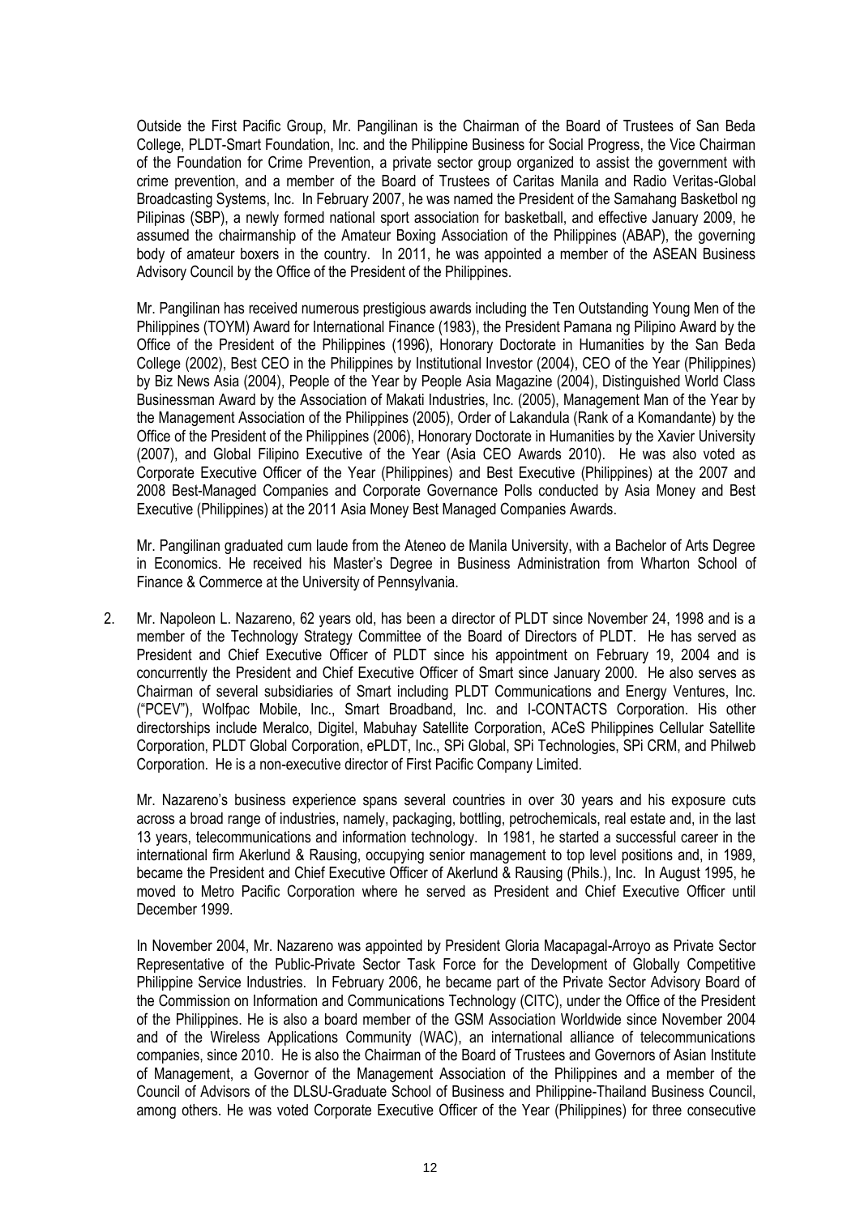Outside the First Pacific Group, Mr. Pangilinan is the Chairman of the Board of Trustees of San Beda College, PLDT-Smart Foundation, Inc. and the Philippine Business for Social Progress, the Vice Chairman of the Foundation for Crime Prevention, a private sector group organized to assist the government with crime prevention, and a member of the Board of Trustees of Caritas Manila and Radio Veritas-Global Broadcasting Systems, Inc. In February 2007, he was named the President of the Samahang Basketbol ng Pilipinas (SBP), a newly formed national sport association for basketball, and effective January 2009, he assumed the chairmanship of the Amateur Boxing Association of the Philippines (ABAP), the governing body of amateur boxers in the country. In 2011, he was appointed a member of the ASEAN Business Advisory Council by the Office of the President of the Philippines.

Mr. Pangilinan has received numerous prestigious awards including the Ten Outstanding Young Men of the Philippines (TOYM) Award for International Finance (1983), the President Pamana ng Pilipino Award by the Office of the President of the Philippines (1996), Honorary Doctorate in Humanities by the San Beda College (2002), Best CEO in the Philippines by Institutional Investor (2004), CEO of the Year (Philippines) by Biz News Asia (2004), People of the Year by People Asia Magazine (2004), Distinguished World Class Businessman Award by the Association of Makati Industries, Inc. (2005), Management Man of the Year by the Management Association of the Philippines (2005), Order of Lakandula (Rank of a Komandante) by the Office of the President of the Philippines (2006), Honorary Doctorate in Humanities by the Xavier University (2007), and Global Filipino Executive of the Year (Asia CEO Awards 2010). He was also voted as Corporate Executive Officer of the Year (Philippines) and Best Executive (Philippines) at the 2007 and 2008 Best-Managed Companies and Corporate Governance Polls conducted by Asia Money and Best Executive (Philippines) at the 2011 Asia Money Best Managed Companies Awards.

Mr. Pangilinan graduated cum laude from the Ateneo de Manila University, with a Bachelor of Arts Degree in Economics. He received his Master's Degree in Business Administration from Wharton School of Finance & Commerce at the University of Pennsylvania.

2. Mr. Napoleon L. Nazareno, 62 years old, has been a director of PLDT since November 24, 1998 and is a member of the Technology Strategy Committee of the Board of Directors of PLDT. He has served as President and Chief Executive Officer of PLDT since his appointment on February 19, 2004 and is concurrently the President and Chief Executive Officer of Smart since January 2000. He also serves as Chairman of several subsidiaries of Smart including PLDT Communications and Energy Ventures, Inc. ("PCEV"), Wolfpac Mobile, Inc., Smart Broadband, Inc. and I-CONTACTS Corporation. His other directorships include Meralco, Digitel, Mabuhay Satellite Corporation, ACeS Philippines Cellular Satellite Corporation, PLDT Global Corporation, ePLDT, Inc., SPi Global, SPi Technologies, SPi CRM, and Philweb Corporation. He is a non-executive director of First Pacific Company Limited.

   Mr. Nazareno's business experience spans several countries in over 30 years and his exposure cuts across a broad range of industries, namely, packaging, bottling, petrochemicals, real estate and, in the last 13 years, telecommunications and information technology. In 1981, he started a successful career in the international firm Akerlund & Rausing, occupying senior management to top level positions and, in 1989, became the President and Chief Executive Officer of Akerlund & Rausing (Phils.), Inc. In August 1995, he moved to Metro Pacific Corporation where he served as President and Chief Executive Officer until December 1999.

   In November 2004, Mr. Nazareno was appointed by President Gloria Macapagal-Arroyo as Private Sector Representative of the Public-Private Sector Task Force for the Development of Globally Competitive Philippine Service Industries. In February 2006, he became part of the Private Sector Advisory Board of the Commission on Information and Communications Technology (CITC), under the Office of the President of the Philippines. He is also a board member of the GSM Association Worldwide since November 2004 and of the Wireless Applications Community (WAC), an international alliance of telecommunications companies, since 2010. He is also the Chairman of the Board of Trustees and Governors of Asian Institute of Management, a Governor of the Management Association of the Philippines and a member of the Council of Advisors of the DLSU-Graduate School of Business and Philippine-Thailand Business Council, among others. He was voted Corporate Executive Officer of the Year (Philippines) for three consecutive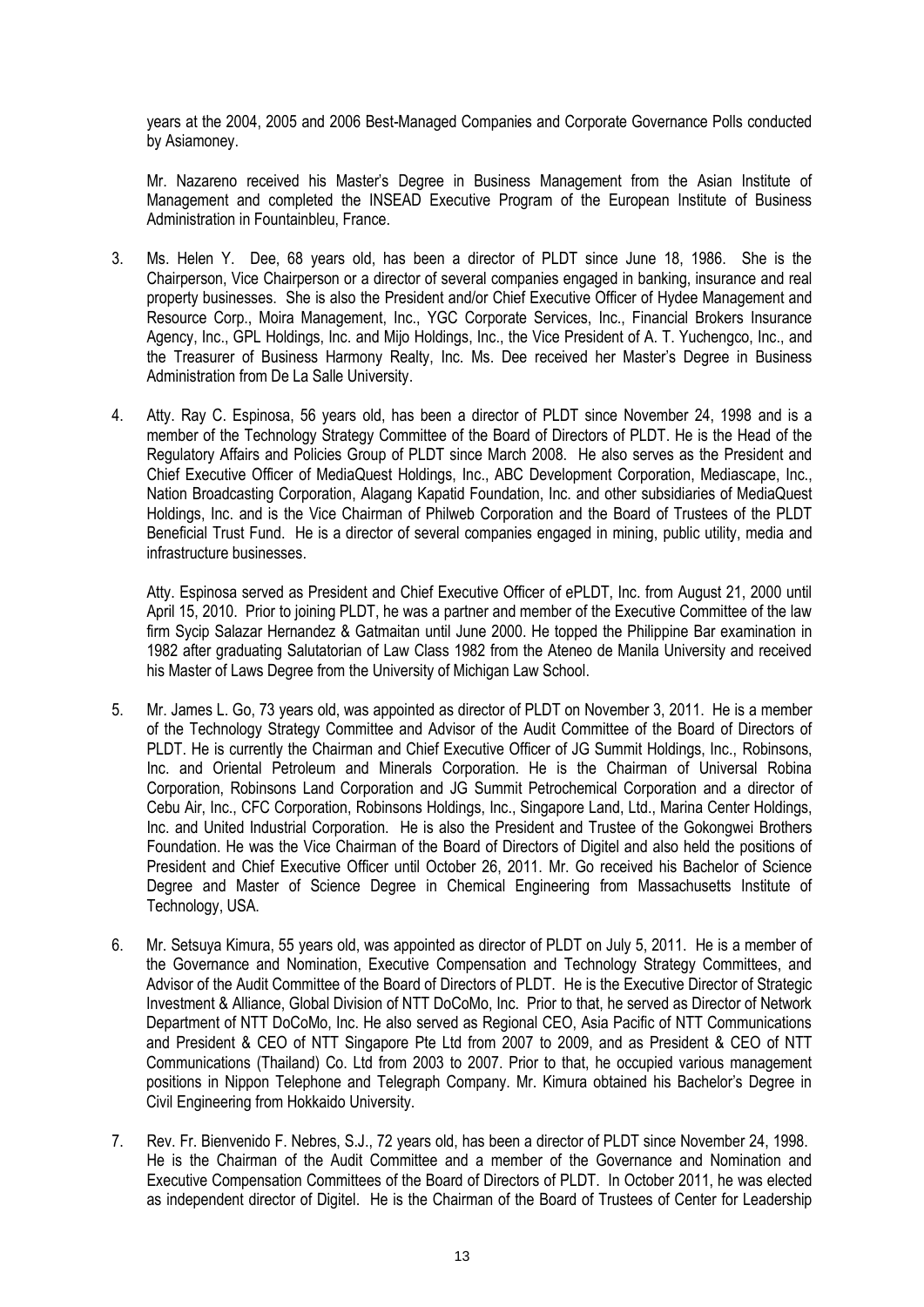years at the 2004, 2005 and 2006 Best-Managed Companies and Corporate Governance Polls conducted by Asiamoney.

Mr. Nazareno received his Master's Degree in Business Management from the Asian Institute of Management and completed the INSEAD Executive Program of the European Institute of Business Administration in Fountainbleu, France.

3. Ms. Helen Y. Dee, 68 years old, has been a director of PLDT since June 18, 1986. She is the Chairperson, Vice Chairperson or a director of several companies engaged in banking, insurance and real property businesses. She is also the President and/or Chief Executive Officer of Hydee Management and Resource Corp., Moira Management, Inc., YGC Corporate Services, Inc., Financial Brokers Insurance Agency, Inc., GPL Holdings, Inc. and Mijo Holdings, Inc., the Vice President of A. T. Yuchengco, Inc., and the Treasurer of Business Harmony Realty, Inc. Ms. Dee received her Master's Degree in Business Administration from De La Salle University.

4. Atty. Ray C. Espinosa, 56 years old, has been a director of PLDT since November 24, 1998 and is a member of the Technology Strategy Committee of the Board of Directors of PLDT. He is the Head of the Regulatory Affairs and Policies Group of PLDT since March 2008. He also serves as the President and Chief Executive Officer of MediaQuest Holdings, Inc., ABC Development Corporation, Mediascape, Inc., Nation Broadcasting Corporation, Alagang Kapatid Foundation, Inc. and other subsidiaries of MediaQuest Holdings, Inc. and is the Vice Chairman of Philweb Corporation and the Board of Trustees of the PLDT Beneficial Trust Fund. He is a director of several companies engaged in mining, public utility, media and infrastructure businesses.

   Atty. Espinosa served as President and Chief Executive Officer of ePLDT, Inc. from August 21, 2000 until April 15, 2010. Prior to joining PLDT, he was a partner and member of the Executive Committee of the law firm Sycip Salazar Hernandez & Gatmaitan until June 2000. He topped the Philippine Bar examination in 1982 after graduating Salutatorian of Law Class 1982 from the Ateneo de Manila University and received his Master of Laws Degree from the University of Michigan Law School.

5. Mr. James L. Go, 73 years old, was appointed as director of PLDT on November 3, 2011. He is a member of the Technology Strategy Committee and Advisor of the Audit Committee of the Board of Directors of PLDT. He is currently the Chairman and Chief Executive Officer of JG Summit Holdings, Inc., Robinsons, Inc. and Oriental Petroleum and Minerals Corporation. He is the Chairman of Universal Robina Corporation, Robinsons Land Corporation and JG Summit Petrochemical Corporation and a director of Cebu Air, Inc., CFC Corporation, Robinsons Holdings, Inc., Singapore Land, Ltd., Marina Center Holdings, Inc. and United Industrial Corporation. He is also the President and Trustee of the Gokongwei Brothers Foundation. He was the Vice Chairman of the Board of Directors of Digitel and also held the positions of President and Chief Executive Officer until October 26, 2011. Mr. Go received his Bachelor of Science Degree and Master of Science Degree in Chemical Engineering from Massachusetts Institute of Technology, USA.

6. Mr. Setsuya Kimura, 55 years old, was appointed as director of PLDT on July 5, 2011. He is a member of the Governance and Nomination, Executive Compensation and Technology Strategy Committees, and Advisor of the Audit Committee of the Board of Directors of PLDT. He is the Executive Director of Strategic Investment & Alliance, Global Division of NTT DoCoMo, Inc. Prior to that, he served as Director of Network Department of NTT DoCoMo, Inc. He also served as Regional CEO, Asia Pacific of NTT Communications and President & CEO of NTT Singapore Pte Ltd from 2007 to 2009, and as President & CEO of NTT Communications (Thailand) Co. Ltd from 2003 to 2007. Prior to that, he occupied various management positions in Nippon Telephone and Telegraph Company. Mr. Kimura obtained his Bachelor's Degree in Civil Engineering from Hokkaido University.

7. Rev. Fr. Bienvenido F. Nebres, S.J., 72 years old, has been a director of PLDT since November 24, 1998. He is the Chairman of the Audit Committee and a member of the Governance and Nomination and Executive Compensation Committees of the Board of Directors of PLDT. In October 2011, he was elected as independent director of Digitel. He is the Chairman of the Board of Trustees of Center for Leadership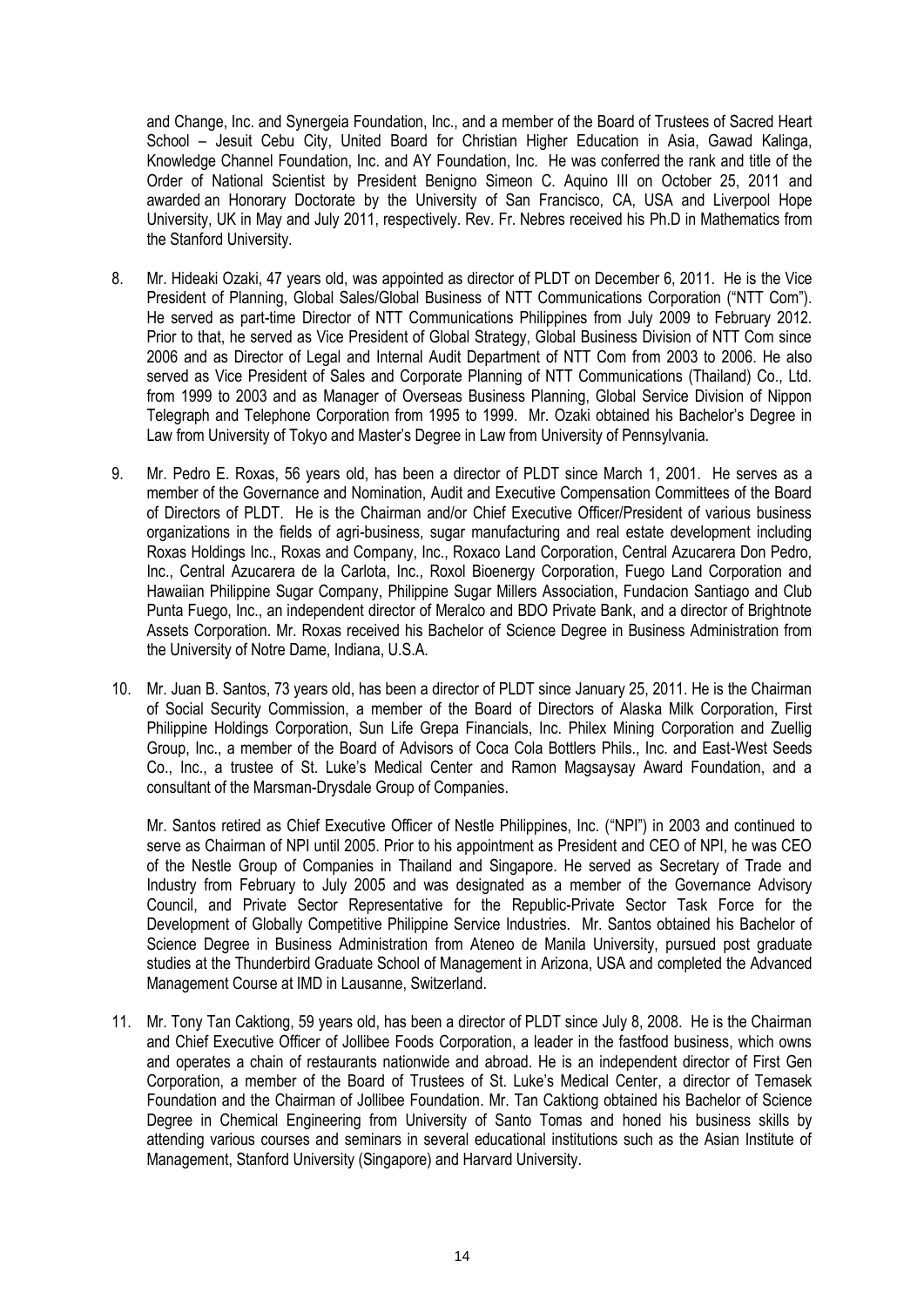and Change, Inc. and Synergeia Foundation, Inc., and a member of the Board of Trustees of Sacred Heart School – Jesuit Cebu City, United Board for Christian Higher Education in Asia, Gawad Kalinga, Knowledge Channel Foundation, Inc. and AY Foundation, Inc. He was conferred the rank and title of the Order of National Scientist by President Benigno Simeon C. Aquino III on October 25, 2011 and awarded an Honorary Doctorate by the University of San Francisco, CA, USA and Liverpool Hope University, UK in May and July 2011, respectively. Rev. Fr. Nebres received his Ph.D in Mathematics from the Stanford University.

8. Mr. Hideaki Ozaki, 47 years old, was appointed as director of PLDT on December 6, 2011. He is the Vice President of Planning, Global Sales/Global Business of NTT Communications Corporation ("NTT Com"). He served as part-time Director of NTT Communications Philippines from July 2009 to February 2012. Prior to that, he served as Vice President of Global Strategy, Global Business Division of NTT Com since 2006 and as Director of Legal and Internal Audit Department of NTT Com from 2003 to 2006. He also served as Vice President of Sales and Corporate Planning of NTT Communications (Thailand) Co., Ltd. from 1999 to 2003 and as Manager of Overseas Business Planning, Global Service Division of Nippon Telegraph and Telephone Corporation from 1995 to 1999. Mr. Ozaki obtained his Bachelor's Degree in Law from University of Tokyo and Master's Degree in Law from University of Pennsylvania.

9. Mr. Pedro E. Roxas, 56 years old, has been a director of PLDT since March 1, 2001. He serves as a member of the Governance and Nomination, Audit and Executive Compensation Committees of the Board of Directors of PLDT. He is the Chairman and/or Chief Executive Officer/President of various business organizations in the fields of agri-business, sugar manufacturing and real estate development including Roxas Holdings Inc., Roxas and Company, Inc., Roxaco Land Corporation, Central Azucarera Don Pedro, Inc., Central Azucarera de la Carlota, Inc., Roxol Bioenergy Corporation, Fuego Land Corporation and Hawaiian Philippine Sugar Company, Philippine Sugar Millers Association, Fundacion Santiago and Club Punta Fuego, Inc., an independent director of Meralco and BDO Private Bank, and a director of Brightnote Assets Corporation. Mr. Roxas received his Bachelor of Science Degree in Business Administration from the University of Notre Dame, Indiana, U.S.A.

10. Mr. Juan B. Santos, 73 years old, has been a director of PLDT since January 25, 2011. He is the Chairman of Social Security Commission, a member of the Board of Directors of Alaska Milk Corporation, First Philippine Holdings Corporation, Sun Life Grepa Financials, Inc. Philex Mining Corporation and Zuellig Group, Inc., a member of the Board of Advisors of Coca Cola Bottlers Phils., Inc. and East-West Seeds Co., Inc., a trustee of St. Luke's Medical Center and Ramon Magsaysay Award Foundation, and a consultant of the Marsman-Drysdale Group of Companies.

    Mr. Santos retired as Chief Executive Officer of Nestle Philippines, Inc. ("NPI") in 2003 and continued to serve as Chairman of NPI until 2005. Prior to his appointment as President and CEO of NPI, he was CEO of the Nestle Group of Companies in Thailand and Singapore. He served as Secretary of Trade and Industry from February to July 2005 and was designated as a member of the Governance Advisory Council, and Private Sector Representative for the Republic-Private Sector Task Force for the Development of Globally Competitive Philippine Service Industries. Mr. Santos obtained his Bachelor of Science Degree in Business Administration from Ateneo de Manila University, pursued post graduate studies at the Thunderbird Graduate School of Management in Arizona, USA and completed the Advanced Management Course at IMD in Lausanne, Switzerland.

11. Mr. Tony Tan Caktiong, 59 years old, has been a director of PLDT since July 8, 2008. He is the Chairman and Chief Executive Officer of Jollibee Foods Corporation, a leader in the fastfood business, which owns and operates a chain of restaurants nationwide and abroad. He is an independent director of First Gen Corporation, a member of the Board of Trustees of St. Luke's Medical Center, a director of Temasek Foundation and the Chairman of Jollibee Foundation. Mr. Tan Caktiong obtained his Bachelor of Science Degree in Chemical Engineering from University of Santo Tomas and honed his business skills by attending various courses and seminars in several educational institutions such as the Asian Institute of Management, Stanford University (Singapore) and Harvard University.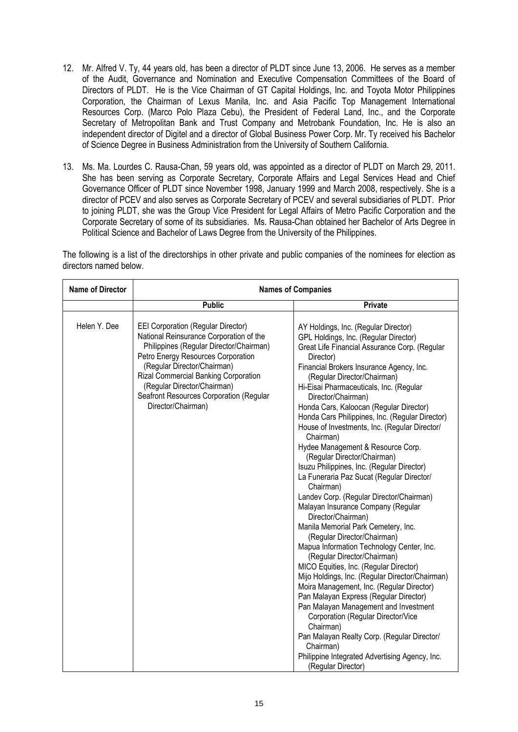12. Mr. Alfred V. Ty, 44 years old, has been a director of PLDT since June 13, 2006. He serves as a member of the Audit, Governance and Nomination and Executive Compensation Committees of the Board of Directors of PLDT. He is the Vice Chairman of GT Capital Holdings, Inc. and Toyota Motor Philippines Corporation, the Chairman of Lexus Manila, Inc. and Asia Pacific Top Management International Resources Corp. (Marco Polo Plaza Cebu), the President of Federal Land, Inc., and the Corporate Secretary of Metropolitan Bank and Trust Company and Metrobank Foundation, Inc. He is also an independent director of Digitel and a director of Global Business Power Corp. Mr. Ty received his Bachelor of Science Degree in Business Administration from the University of Southern California.

13. Ms. Ma. Lourdes C. Rausa-Chan, 59 years old, was appointed as a director of PLDT on March 29, 2011. She has been serving as Corporate Secretary, Corporate Affairs and Legal Services Head and Chief Governance Officer of PLDT since November 1998, January 1999 and March 2008, respectively. She is a director of PCEV and also serves as Corporate Secretary of PCEV and several subsidiaries of PLDT. Prior to joining PLDT, she was the Group Vice President for Legal Affairs of Metro Pacific Corporation and the Corporate Secretary of some of its subsidiaries. Ms. Rausa-Chan obtained her Bachelor of Arts Degree in Political Science and Bachelor of Laws Degree from the University of the Philippines.

The following is a list of the directorships in other private and public companies of the nominees for election as directors named below.

| Name of Director | Names of Companies | |
|---|---|---|
| | **Public** | **Private** |
| Helen Y. Dee | EEI Corporation (Regular Director)<br>National Reinsurance Corporation of the Philippines (Regular Director/Chairman)<br>Petro Energy Resources Corporation (Regular Director/Chairman)<br>Rizal Commercial Banking Corporation (Regular Director/Chairman)<br>Seafront Resources Corporation (Regular Director/Chairman) | AY Holdings, Inc. (Regular Director)<br>GPL Holdings, Inc. (Regular Director)<br>Great Life Financial Assurance Corp. (Regular Director)<br>Financial Brokers Insurance Agency, Inc. (Regular Director/Chairman)<br>Hi-Eisai Pharmaceuticals, Inc. (Regular Director/Chairman)<br>Honda Cars, Kaloocan (Regular Director)<br>Honda Cars Philippines, Inc. (Regular Director)<br>House of Investments, Inc. (Regular Director/ Chairman)<br>Hydee Management & Resource Corp. (Regular Director/Chairman)<br>Isuzu Philippines, Inc. (Regular Director)<br>La Funeraria Paz Sucat (Regular Director/ Chairman)<br>Landev Corp. (Regular Director/Chairman)<br>Malayan Insurance Company (Regular Director/Chairman)<br>Manila Memorial Park Cemetery, Inc. (Regular Director/Chairman)<br>Mapua Information Technology Center, Inc. (Regular Director/Chairman)<br>MICO Equities, Inc. (Regular Director)<br>Mijo Holdings, Inc. (Regular Director/Chairman)<br>Moira Management, Inc. (Regular Director)<br>Pan Malayan Express (Regular Director)<br>Pan Malayan Management and Investment Corporation (Regular Director/Vice Chairman)<br>Pan Malayan Realty Corp. (Regular Director/ Chairman)<br>Philippine Integrated Advertising Agency, Inc. (Regular Director) |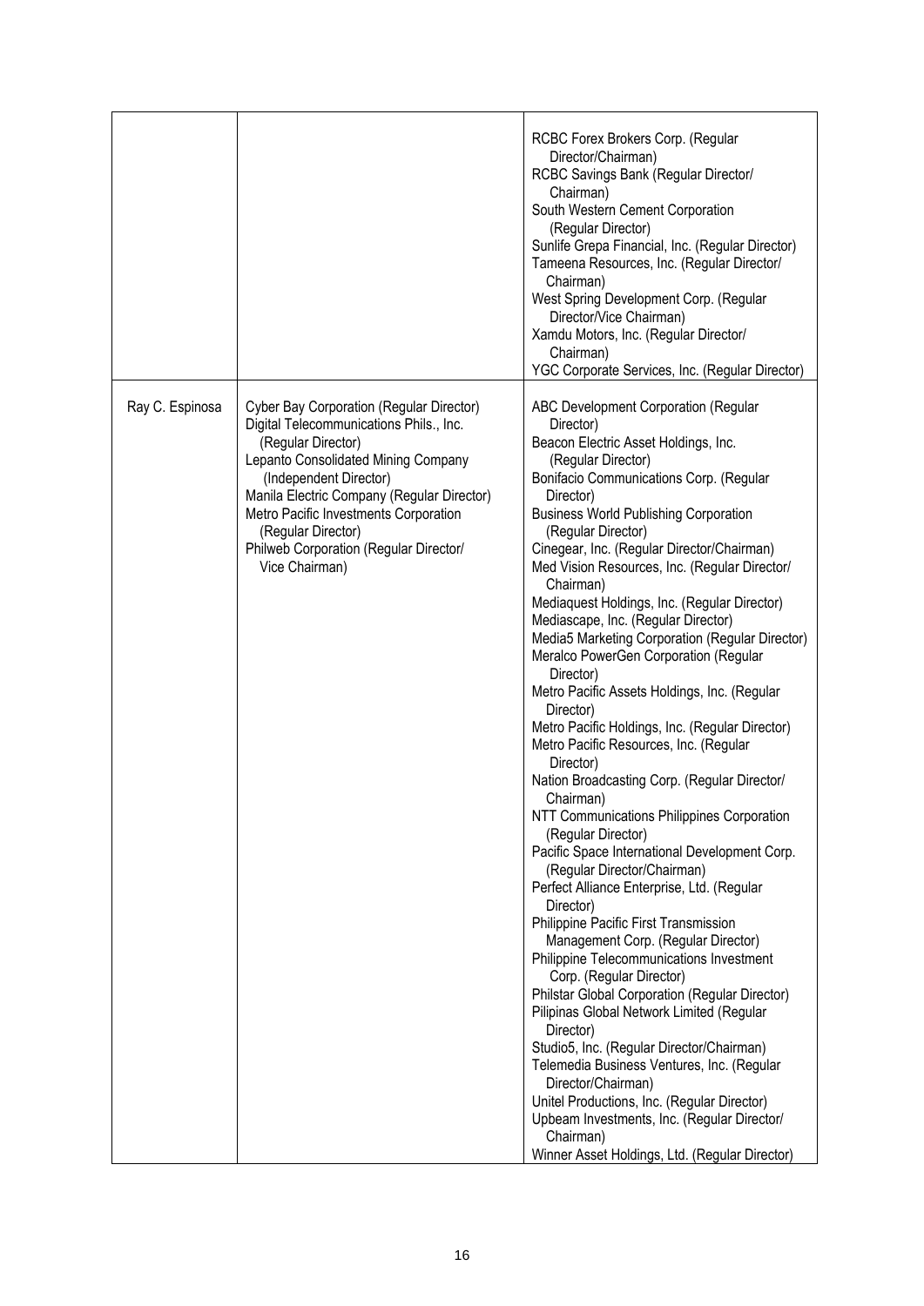| | | |
|---|---|---|
| | | RCBC Forex Brokers Corp. (Regular Director/Chairman)<br>RCBC Savings Bank (Regular Director/ Chairman)<br>South Western Cement Corporation (Regular Director)<br>Sunlife Grepa Financial, Inc. (Regular Director)<br>Tameena Resources, Inc. (Regular Director/ Chairman)<br>West Spring Development Corp. (Regular Director/Vice Chairman)<br>Xamdu Motors, Inc. (Regular Director/ Chairman)<br>YGC Corporate Services, Inc. (Regular Director) |
| Ray C. Espinosa | Cyber Bay Corporation (Regular Director)<br>Digital Telecommunications Phils., Inc. (Regular Director)<br>Lepanto Consolidated Mining Company (Independent Director)<br>Manila Electric Company (Regular Director)<br>Metro Pacific Investments Corporation (Regular Director)<br>Philweb Corporation (Regular Director/ Vice Chairman) | ABC Development Corporation (Regular Director)<br>Beacon Electric Asset Holdings, Inc. (Regular Director)<br>Bonifacio Communications Corp. (Regular Director)<br>Business World Publishing Corporation (Regular Director)<br>Cinegear, Inc. (Regular Director/Chairman)<br>Med Vision Resources, Inc. (Regular Director/ Chairman)<br>Mediaquest Holdings, Inc. (Regular Director)<br>Mediascape, Inc. (Regular Director)<br>Media5 Marketing Corporation (Regular Director)<br>Meralco PowerGen Corporation (Regular Director)<br>Metro Pacific Assets Holdings, Inc. (Regular Director)<br>Metro Pacific Holdings, Inc. (Regular Director)<br>Metro Pacific Resources, Inc. (Regular Director)<br>Nation Broadcasting Corp. (Regular Director/ Chairman)<br>NTT Communications Philippines Corporation (Regular Director)<br>Pacific Space International Development Corp. (Regular Director/Chairman)<br>Perfect Alliance Enterprise, Ltd. (Regular Director)<br>Philippine Pacific First Transmission Management Corp. (Regular Director)<br>Philippine Telecommunications Investment Corp. (Regular Director)<br>Philstar Global Corporation (Regular Director)<br>Pilipinas Global Network Limited (Regular Director)<br>Studio5, Inc. (Regular Director/Chairman)<br>Telemedia Business Ventures, Inc. (Regular Director/Chairman)<br>Unitel Productions, Inc. (Regular Director)<br>Upbeam Investments, Inc. (Regular Director/ Chairman)<br>Winner Asset Holdings, Ltd. (Regular Director) |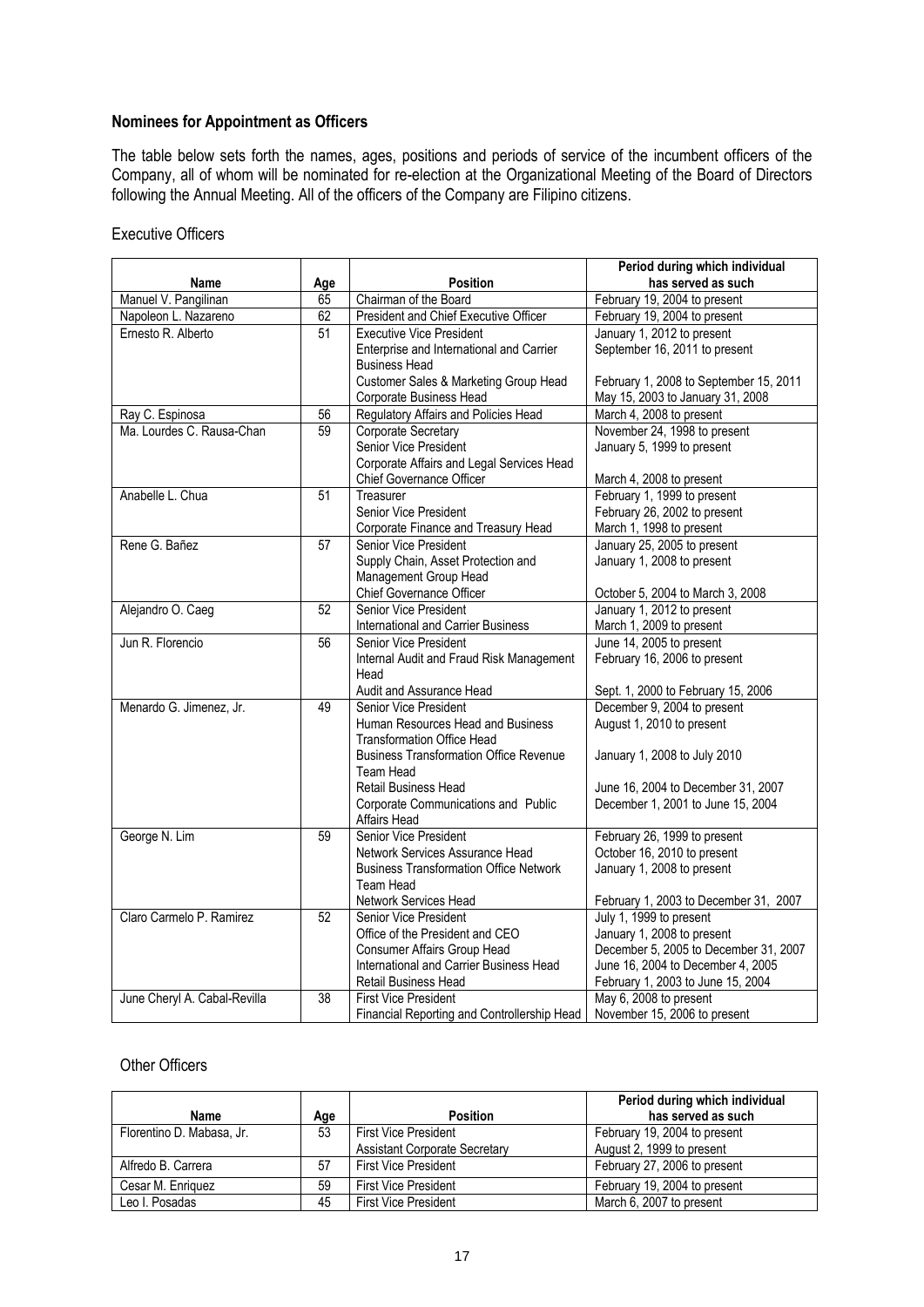### Nominees for Appointment as Officers

The table below sets forth the names, ages, positions and periods of service of the incumbent officers of the Company, all of whom will be nominated for re-election at the Organizational Meeting of the Board of Directors following the Annual Meeting. All of the officers of the Company are Filipino citizens.

Executive Officers

| Name | Age | Position | Period during which individual has served as such |
|---|---|---|---|
| Manuel V. Pangilinan | 65 | Chairman of the Board | February 19, 2004 to present |
| Napoleon L. Nazareno | 62 | President and Chief Executive Officer | February 19, 2004 to present |
| Ernesto R. Alberto | 51 | Executive Vice President | January 1, 2012 to present |
| | | Enterprise and International and Carrier Business Head | September 16, 2011 to present |
| | | Customer Sales & Marketing Group Head | February 1, 2008 to September 15, 2011 |
| | | Corporate Business Head | May 15, 2003 to January 31, 2008 |
| Ray C. Espinosa | 56 | Regulatory Affairs and Policies Head | March 4, 2008 to present |
| Ma. Lourdes C. Rausa-Chan | 59 | Corporate Secretary | November 24, 1998 to present |
| | | Senior Vice President | January 5, 1999 to present |
| | | Corporate Affairs and Legal Services Head | |
| | | Chief Governance Officer | March 4, 2008 to present |
| Anabelle L. Chua | 51 | Treasurer | February 1, 1999 to present |
| | | Senior Vice President | February 26, 2002 to present |
| | | Corporate Finance and Treasury Head | March 1, 1998 to present |
| Rene G. Bañez | 57 | Senior Vice President | January 25, 2005 to present |
| | | Supply Chain, Asset Protection and Management Group Head | January 1, 2008 to present |
| | | Chief Governance Officer | October 5, 2004 to March 3, 2008 |
| Alejandro O. Caeg | 52 | Senior Vice President | January 1, 2012 to present |
| | | International and Carrier Business | March 1, 2009 to present |
| Jun R. Florencio | 56 | Senior Vice President | June 14, 2005 to present |
| | | Internal Audit and Fraud Risk Management Head | February 16, 2006 to present |
| | | Audit and Assurance Head | Sept. 1, 2000 to February 15, 2006 |
| Menardo G. Jimenez, Jr. | 49 | Senior Vice President | December 9, 2004 to present |
| | | Human Resources Head and Business Transformation Office Head | August 1, 2010 to present |
| | | Business Transformation Office Revenue Team Head | January 1, 2008 to July 2010 |
| | | Retail Business Head | June 16, 2004 to December 31, 2007 |
| | | Corporate Communications and Public Affairs Head | December 1, 2001 to June 15, 2004 |
| George N. Lim | 59 | Senior Vice President | February 26, 1999 to present |
| | | Network Services Assurance Head | October 16, 2010 to present |
| | | Business Transformation Office Network Team Head | January 1, 2008 to present |
| | | Network Services Head | February 1, 2003 to December 31, 2007 |
| Claro Carmelo P. Ramirez | 52 | Senior Vice President | July 1, 1999 to present |
| | | Office of the President and CEO | January 1, 2008 to present |
| | | Consumer Affairs Group Head | December 5, 2005 to December 31, 2007 |
| | | International and Carrier Business Head | June 16, 2004 to December 4, 2005 |
| | | Retail Business Head | February 1, 2003 to June 15, 2004 |
| June Cheryl A. Cabal-Revilla | 38 | First Vice President | May 6, 2008 to present |
| | | Financial Reporting and Controllership Head | November 15, 2006 to present |

Other Officers

| Name | Age | Position | Period during which individual has served as such |
|---|---|---|---|
| Florentino D. Mabasa, Jr. | 53 | First Vice President | February 19, 2004 to present |
| | | Assistant Corporate Secretary | August 2, 1999 to present |
| Alfredo B. Carrera | 57 | First Vice President | February 27, 2006 to present |
| Cesar M. Enriquez | 59 | First Vice President | February 19, 2004 to present |
| Leo I. Posadas | 45 | First Vice President | March 6, 2007 to present |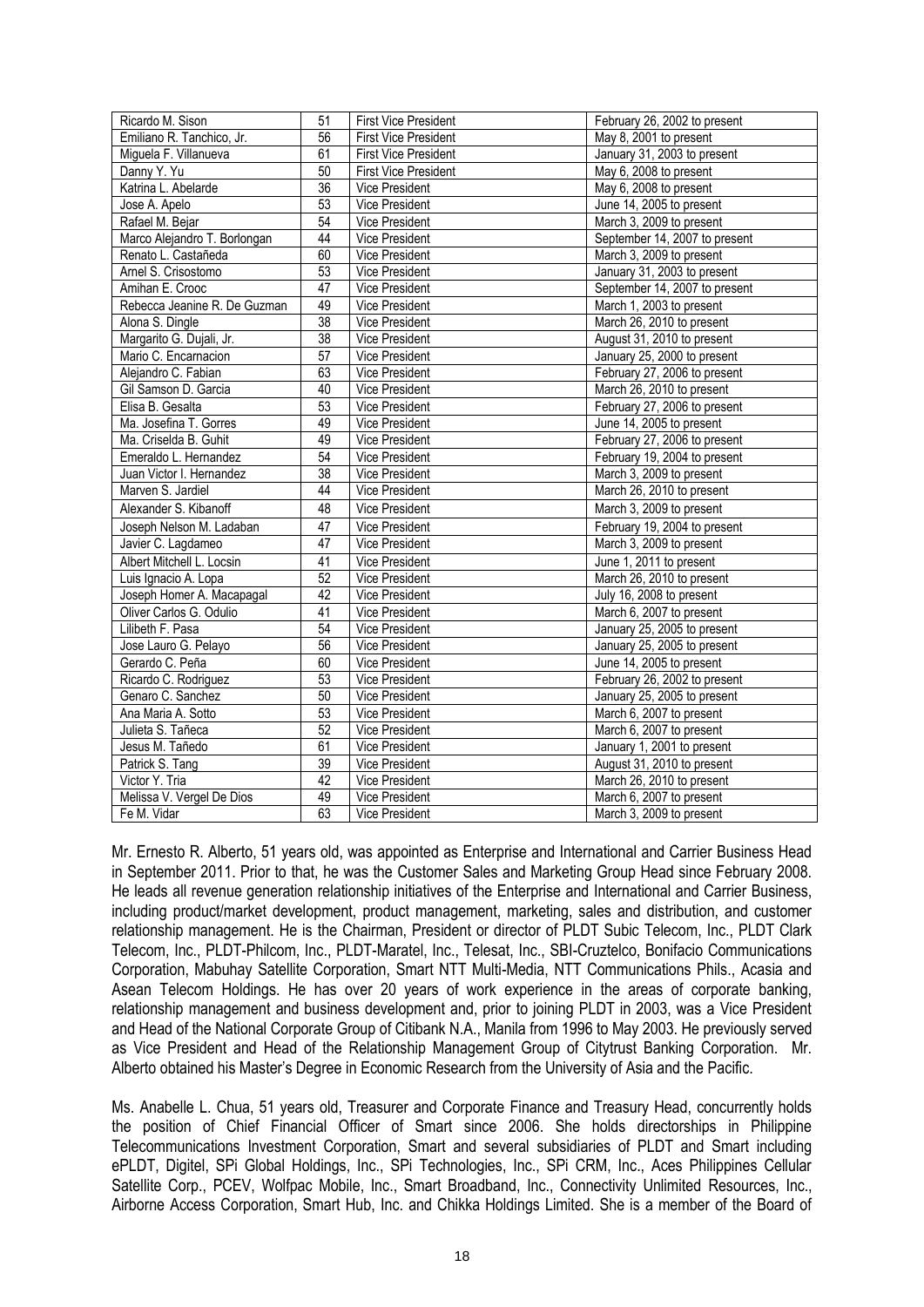| Ricardo M. Sison | 51 | First Vice President | February 26, 2002 to present |
|---|---|---|---|
| Emiliano R. Tanchico, Jr. | 56 | First Vice President | May 8, 2001 to present |
| Miguela F. Villanueva | 61 | First Vice President | January 31, 2003 to present |
| Danny Y. Yu | 50 | First Vice President | May 6, 2008 to present |
| Katrina L. Abelarde | 36 | Vice President | May 6, 2008 to present |
| Jose A. Apelo | 53 | Vice President | June 14, 2005 to present |
| Rafael M. Bejar | 54 | Vice President | March 3, 2009 to present |
| Marco Alejandro T. Borlongan | 44 | Vice President | September 14, 2007 to present |
| Renato L. Castañeda | 60 | Vice President | March 3, 2009 to present |
| Arnel S. Crisostomo | 53 | Vice President | January 31, 2003 to present |
| Amihan E. Crooc | 47 | Vice President | September 14, 2007 to present |
| Rebecca Jeanine R. De Guzman | 49 | Vice President | March 1, 2003 to present |
| Alona S. Dingle | 38 | Vice President | March 26, 2010 to present |
| Margarito G. Dujali, Jr. | 38 | Vice President | August 31, 2010 to present |
| Mario C. Encarnacion | 57 | Vice President | January 25, 2000 to present |
| Alejandro C. Fabian | 63 | Vice President | February 27, 2006 to present |
| Gil Samson D. Garcia | 40 | Vice President | March 26, 2010 to present |
| Elisa B. Gesalta | 53 | Vice President | February 27, 2006 to present |
| Ma. Josefina T. Gorres | 49 | Vice President | June 14, 2005 to present |
| Ma. Criselda B. Guhit | 49 | Vice President | February 27, 2006 to present |
| Emeraldo L. Hernandez | 54 | Vice President | February 19, 2004 to present |
| Juan Victor I. Hernandez | 38 | Vice President | March 3, 2009 to present |
| Marven S. Jardiel | 44 | Vice President | March 26, 2010 to present |
| Alexander S. Kibanoff | 48 | Vice President | March 3, 2009 to present |
| Joseph Nelson M. Ladaban | 47 | Vice President | February 19, 2004 to present |
| Javier C. Lagdameo | 47 | Vice President | March 3, 2009 to present |
| Albert Mitchell L. Locsin | 41 | Vice President | June 1, 2011 to present |
| Luis Ignacio A. Lopa | 52 | Vice President | March 26, 2010 to present |
| Joseph Homer A. Macapagal | 42 | Vice President | July 16, 2008 to present |
| Oliver Carlos G. Odulio | 41 | Vice President | March 6, 2007 to present |
| Lilibeth F. Pasa | 54 | Vice President | January 25, 2005 to present |
| Jose Lauro G. Pelayo | 56 | Vice President | January 25, 2005 to present |
| Gerardo C. Peña | 60 | Vice President | June 14, 2005 to present |
| Ricardo C. Rodriguez | 53 | Vice President | February 26, 2002 to present |
| Genaro C. Sanchez | 50 | Vice President | January 25, 2005 to present |
| Ana Maria A. Sotto | 53 | Vice President | March 6, 2007 to present |
| Julieta S. Tañeca | 52 | Vice President | March 6, 2007 to present |
| Jesus M. Tañedo | 61 | Vice President | January 1, 2001 to present |
| Patrick S. Tang | 39 | Vice President | August 31, 2010 to present |
| Victor Y. Tria | 42 | Vice President | March 26, 2010 to present |
| Melissa V. Vergel De Dios | 49 | Vice President | March 6, 2007 to present |
| Fe M. Vidar | 63 | Vice President | March 3, 2009 to present |

Mr. Ernesto R. Alberto, 51 years old, was appointed as Enterprise and International and Carrier Business Head in September 2011. Prior to that, he was the Customer Sales and Marketing Group Head since February 2008. He leads all revenue generation relationship initiatives of the Enterprise and International and Carrier Business, including product/market development, product management, marketing, sales and distribution, and customer relationship management. He is the Chairman, President or director of PLDT Subic Telecom, Inc., PLDT Clark Telecom, Inc., PLDT-Philcom, Inc., PLDT-Maratel, Inc., Telesat, Inc., SBI-Cruztelco, Bonifacio Communications Corporation, Mabuhay Satellite Corporation, Smart NTT Multi-Media, NTT Communications Phils., Acasia and Asean Telecom Holdings. He has over 20 years of work experience in the areas of corporate banking, relationship management and business development and, prior to joining PLDT in 2003, was a Vice President and Head of the National Corporate Group of Citibank N.A., Manila from 1996 to May 2003. He previously served as Vice President and Head of the Relationship Management Group of Citytrust Banking Corporation. Mr. Alberto obtained his Master's Degree in Economic Research from the University of Asia and the Pacific.

Ms. Anabelle L. Chua, 51 years old, Treasurer and Corporate Finance and Treasury Head, concurrently holds the position of Chief Financial Officer of Smart since 2006. She holds directorships in Philippine Telecommunications Investment Corporation, Smart and several subsidiaries of PLDT and Smart including ePLDT, Digitel, SPi Global Holdings, Inc., SPi Technologies, Inc., SPi CRM, Inc., Aces Philippines Cellular Satellite Corp., PCEV, Wolfpac Mobile, Inc., Smart Broadband, Inc., Connectivity Unlimited Resources, Inc., Airborne Access Corporation, Smart Hub, Inc. and Chikka Holdings Limited. She is a member of the Board of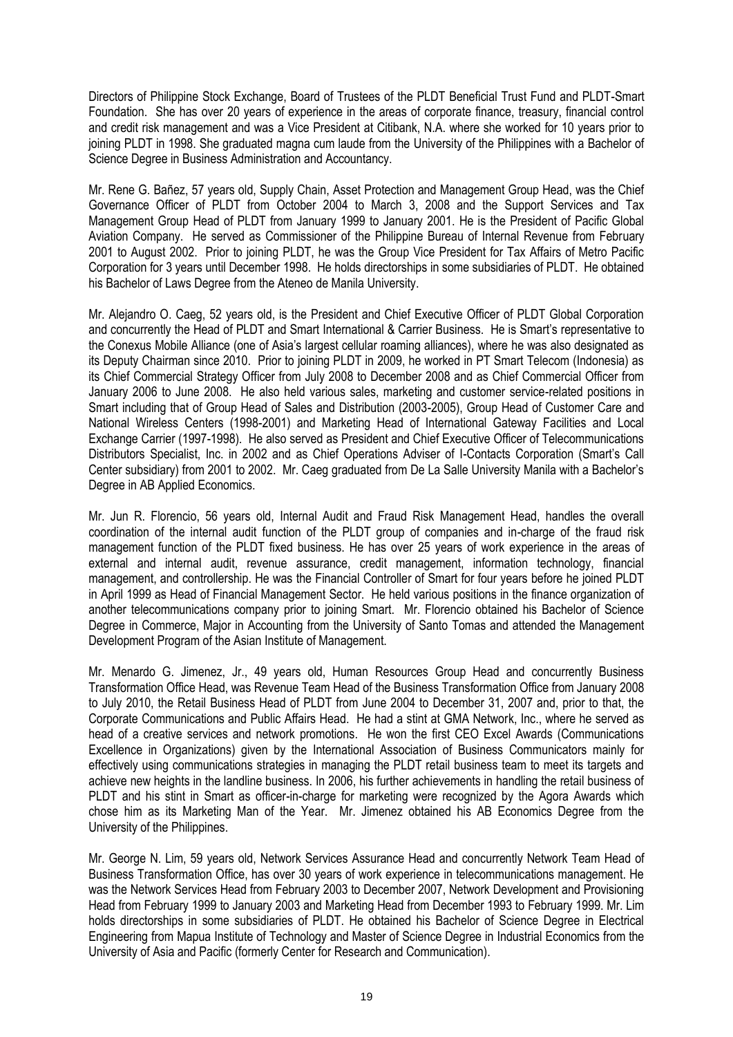Directors of Philippine Stock Exchange, Board of Trustees of the PLDT Beneficial Trust Fund and PLDT-Smart Foundation. She has over 20 years of experience in the areas of corporate finance, treasury, financial control and credit risk management and was a Vice President at Citibank, N.A. where she worked for 10 years prior to joining PLDT in 1998. She graduated magna cum laude from the University of the Philippines with a Bachelor of Science Degree in Business Administration and Accountancy.

Mr. Rene G. Bañez, 57 years old, Supply Chain, Asset Protection and Management Group Head, was the Chief Governance Officer of PLDT from October 2004 to March 3, 2008 and the Support Services and Tax Management Group Head of PLDT from January 1999 to January 2001. He is the President of Pacific Global Aviation Company. He served as Commissioner of the Philippine Bureau of Internal Revenue from February 2001 to August 2002. Prior to joining PLDT, he was the Group Vice President for Tax Affairs of Metro Pacific Corporation for 3 years until December 1998. He holds directorships in some subsidiaries of PLDT. He obtained his Bachelor of Laws Degree from the Ateneo de Manila University.

Mr. Alejandro O. Caeg, 52 years old, is the President and Chief Executive Officer of PLDT Global Corporation and concurrently the Head of PLDT and Smart International & Carrier Business. He is Smart's representative to the Conexus Mobile Alliance (one of Asia's largest cellular roaming alliances), where he was also designated as its Deputy Chairman since 2010. Prior to joining PLDT in 2009, he worked in PT Smart Telecom (Indonesia) as its Chief Commercial Strategy Officer from July 2008 to December 2008 and as Chief Commercial Officer from January 2006 to June 2008. He also held various sales, marketing and customer service-related positions in Smart including that of Group Head of Sales and Distribution (2003-2005), Group Head of Customer Care and National Wireless Centers (1998-2001) and Marketing Head of International Gateway Facilities and Local Exchange Carrier (1997-1998). He also served as President and Chief Executive Officer of Telecommunications Distributors Specialist, Inc. in 2002 and as Chief Operations Adviser of I-Contacts Corporation (Smart's Call Center subsidiary) from 2001 to 2002. Mr. Caeg graduated from De La Salle University Manila with a Bachelor's Degree in AB Applied Economics.

Mr. Jun R. Florencio, 56 years old, Internal Audit and Fraud Risk Management Head, handles the overall coordination of the internal audit function of the PLDT group of companies and in-charge of the fraud risk management function of the PLDT fixed business. He has over 25 years of work experience in the areas of external and internal audit, revenue assurance, credit management, information technology, financial management, and controllership. He was the Financial Controller of Smart for four years before he joined PLDT in April 1999 as Head of Financial Management Sector. He held various positions in the finance organization of another telecommunications company prior to joining Smart. Mr. Florencio obtained his Bachelor of Science Degree in Commerce, Major in Accounting from the University of Santo Tomas and attended the Management Development Program of the Asian Institute of Management.

Mr. Menardo G. Jimenez, Jr., 49 years old, Human Resources Group Head and concurrently Business Transformation Office Head, was Revenue Team Head of the Business Transformation Office from January 2008 to July 2010, the Retail Business Head of PLDT from June 2004 to December 31, 2007 and, prior to that, the Corporate Communications and Public Affairs Head. He had a stint at GMA Network, Inc., where he served as head of a creative services and network promotions. He won the first CEO Excel Awards (Communications Excellence in Organizations) given by the International Association of Business Communicators mainly for effectively using communications strategies in managing the PLDT retail business team to meet its targets and achieve new heights in the landline business. In 2006, his further achievements in handling the retail business of PLDT and his stint in Smart as officer-in-charge for marketing were recognized by the Agora Awards which chose him as its Marketing Man of the Year. Mr. Jimenez obtained his AB Economics Degree from the University of the Philippines.

Mr. George N. Lim, 59 years old, Network Services Assurance Head and concurrently Network Team Head of Business Transformation Office, has over 30 years of work experience in telecommunications management. He was the Network Services Head from February 2003 to December 2007, Network Development and Provisioning Head from February 1999 to January 2003 and Marketing Head from December 1993 to February 1999. Mr. Lim holds directorships in some subsidiaries of PLDT. He obtained his Bachelor of Science Degree in Electrical Engineering from Mapua Institute of Technology and Master of Science Degree in Industrial Economics from the University of Asia and Pacific (formerly Center for Research and Communication).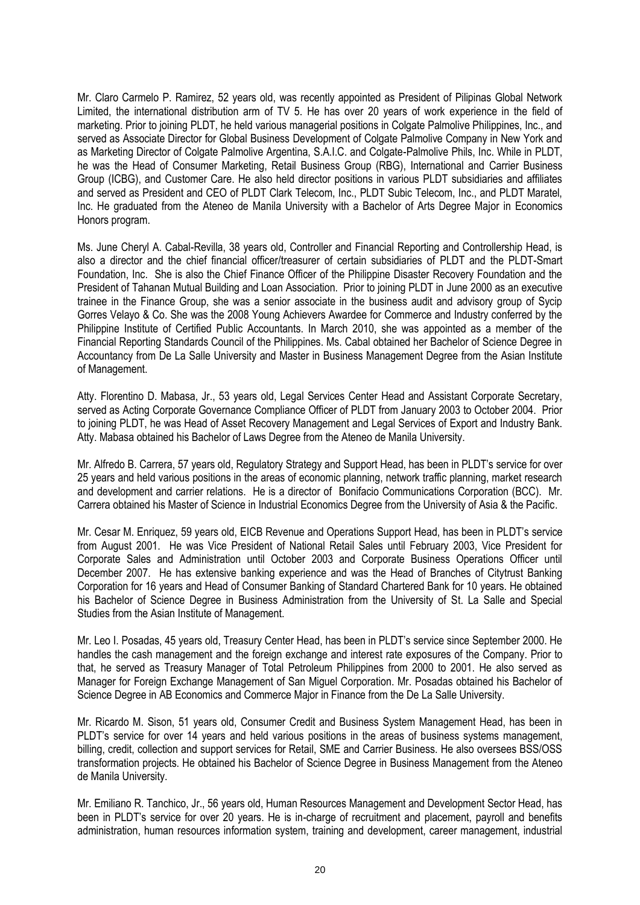Mr. Claro Carmelo P. Ramirez, 52 years old, was recently appointed as President of Pilipinas Global Network Limited, the international distribution arm of TV 5. He has over 20 years of work experience in the field of marketing. Prior to joining PLDT, he held various managerial positions in Colgate Palmolive Philippines, Inc., and served as Associate Director for Global Business Development of Colgate Palmolive Company in New York and as Marketing Director of Colgate Palmolive Argentina, S.A.I.C. and Colgate-Palmolive Phils, Inc. While in PLDT, he was the Head of Consumer Marketing, Retail Business Group (RBG), International and Carrier Business Group (ICBG), and Customer Care. He also held director positions in various PLDT subsidiaries and affiliates and served as President and CEO of PLDT Clark Telecom, Inc., PLDT Subic Telecom, Inc., and PLDT Maratel, Inc. He graduated from the Ateneo de Manila University with a Bachelor of Arts Degree Major in Economics Honors program.

Ms. June Cheryl A. Cabal-Revilla, 38 years old, Controller and Financial Reporting and Controllership Head, is also a director and the chief financial officer/treasurer of certain subsidiaries of PLDT and the PLDT-Smart Foundation, Inc. She is also the Chief Finance Officer of the Philippine Disaster Recovery Foundation and the President of Tahanan Mutual Building and Loan Association. Prior to joining PLDT in June 2000 as an executive trainee in the Finance Group, she was a senior associate in the business audit and advisory group of Sycip Gorres Velayo & Co. She was the 2008 Young Achievers Awardee for Commerce and Industry conferred by the Philippine Institute of Certified Public Accountants. In March 2010, she was appointed as a member of the Financial Reporting Standards Council of the Philippines. Ms. Cabal obtained her Bachelor of Science Degree in Accountancy from De La Salle University and Master in Business Management Degree from the Asian Institute of Management.

Atty. Florentino D. Mabasa, Jr., 53 years old, Legal Services Center Head and Assistant Corporate Secretary, served as Acting Corporate Governance Compliance Officer of PLDT from January 2003 to October 2004. Prior to joining PLDT, he was Head of Asset Recovery Management and Legal Services of Export and Industry Bank. Atty. Mabasa obtained his Bachelor of Laws Degree from the Ateneo de Manila University.

Mr. Alfredo B. Carrera, 57 years old, Regulatory Strategy and Support Head, has been in PLDT's service for over 25 years and held various positions in the areas of economic planning, network traffic planning, market research and development and carrier relations. He is a director of Bonifacio Communications Corporation (BCC). Mr. Carrera obtained his Master of Science in Industrial Economics Degree from the University of Asia & the Pacific.

Mr. Cesar M. Enriquez, 59 years old, EICB Revenue and Operations Support Head, has been in PLDT's service from August 2001. He was Vice President of National Retail Sales until February 2003, Vice President for Corporate Sales and Administration until October 2003 and Corporate Business Operations Officer until December 2007. He has extensive banking experience and was the Head of Branches of Citytrust Banking Corporation for 16 years and Head of Consumer Banking of Standard Chartered Bank for 10 years. He obtained his Bachelor of Science Degree in Business Administration from the University of St. La Salle and Special Studies from the Asian Institute of Management.

Mr. Leo I. Posadas, 45 years old, Treasury Center Head, has been in PLDT's service since September 2000. He handles the cash management and the foreign exchange and interest rate exposures of the Company. Prior to that, he served as Treasury Manager of Total Petroleum Philippines from 2000 to 2001. He also served as Manager for Foreign Exchange Management of San Miguel Corporation. Mr. Posadas obtained his Bachelor of Science Degree in AB Economics and Commerce Major in Finance from the De La Salle University.

Mr. Ricardo M. Sison, 51 years old, Consumer Credit and Business System Management Head, has been in PLDT's service for over 14 years and held various positions in the areas of business systems management, billing, credit, collection and support services for Retail, SME and Carrier Business. He also oversees BSS/OSS transformation projects. He obtained his Bachelor of Science Degree in Business Management from the Ateneo de Manila University.

Mr. Emiliano R. Tanchico, Jr., 56 years old, Human Resources Management and Development Sector Head, has been in PLDT's service for over 20 years. He is in-charge of recruitment and placement, payroll and benefits administration, human resources information system, training and development, career management, industrial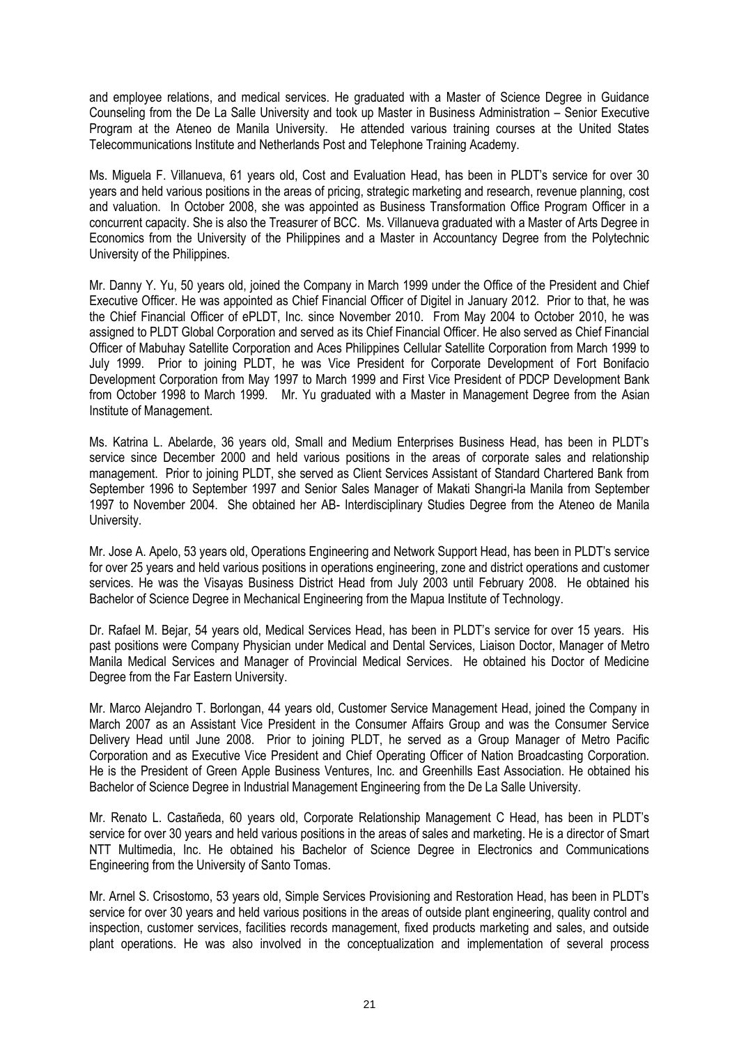and employee relations, and medical services. He graduated with a Master of Science Degree in Guidance Counseling from the De La Salle University and took up Master in Business Administration – Senior Executive Program at the Ateneo de Manila University. He attended various training courses at the United States Telecommunications Institute and Netherlands Post and Telephone Training Academy.

Ms. Miguela F. Villanueva, 61 years old, Cost and Evaluation Head, has been in PLDT's service for over 30 years and held various positions in the areas of pricing, strategic marketing and research, revenue planning, cost and valuation. In October 2008, she was appointed as Business Transformation Office Program Officer in a concurrent capacity. She is also the Treasurer of BCC. Ms. Villanueva graduated with a Master of Arts Degree in Economics from the University of the Philippines and a Master in Accountancy Degree from the Polytechnic University of the Philippines.

Mr. Danny Y. Yu, 50 years old, joined the Company in March 1999 under the Office of the President and Chief Executive Officer. He was appointed as Chief Financial Officer of Digitel in January 2012. Prior to that, he was the Chief Financial Officer of ePLDT, Inc. since November 2010. From May 2004 to October 2010, he was assigned to PLDT Global Corporation and served as its Chief Financial Officer. He also served as Chief Financial Officer of Mabuhay Satellite Corporation and Aces Philippines Cellular Satellite Corporation from March 1999 to July 1999. Prior to joining PLDT, he was Vice President for Corporate Development of Fort Bonifacio Development Corporation from May 1997 to March 1999 and First Vice President of PDCP Development Bank from October 1998 to March 1999. Mr. Yu graduated with a Master in Management Degree from the Asian Institute of Management.

Ms. Katrina L. Abelarde, 36 years old, Small and Medium Enterprises Business Head, has been in PLDT's service since December 2000 and held various positions in the areas of corporate sales and relationship management. Prior to joining PLDT, she served as Client Services Assistant of Standard Chartered Bank from September 1996 to September 1997 and Senior Sales Manager of Makati Shangri-la Manila from September 1997 to November 2004. She obtained her AB- Interdisciplinary Studies Degree from the Ateneo de Manila University.

Mr. Jose A. Apelo, 53 years old, Operations Engineering and Network Support Head, has been in PLDT's service for over 25 years and held various positions in operations engineering, zone and district operations and customer services. He was the Visayas Business District Head from July 2003 until February 2008. He obtained his Bachelor of Science Degree in Mechanical Engineering from the Mapua Institute of Technology.

Dr. Rafael M. Bejar, 54 years old, Medical Services Head, has been in PLDT's service for over 15 years. His past positions were Company Physician under Medical and Dental Services, Liaison Doctor, Manager of Metro Manila Medical Services and Manager of Provincial Medical Services. He obtained his Doctor of Medicine Degree from the Far Eastern University.

Mr. Marco Alejandro T. Borlongan, 44 years old, Customer Service Management Head, joined the Company in March 2007 as an Assistant Vice President in the Consumer Affairs Group and was the Consumer Service Delivery Head until June 2008. Prior to joining PLDT, he served as a Group Manager of Metro Pacific Corporation and as Executive Vice President and Chief Operating Officer of Nation Broadcasting Corporation. He is the President of Green Apple Business Ventures, Inc. and Greenhills East Association. He obtained his Bachelor of Science Degree in Industrial Management Engineering from the De La Salle University.

Mr. Renato L. Castañeda, 60 years old, Corporate Relationship Management C Head, has been in PLDT's service for over 30 years and held various positions in the areas of sales and marketing. He is a director of Smart NTT Multimedia, Inc. He obtained his Bachelor of Science Degree in Electronics and Communications Engineering from the University of Santo Tomas.

Mr. Arnel S. Crisostomo, 53 years old, Simple Services Provisioning and Restoration Head, has been in PLDT's service for over 30 years and held various positions in the areas of outside plant engineering, quality control and inspection, customer services, facilities records management, fixed products marketing and sales, and outside plant operations. He was also involved in the conceptualization and implementation of several process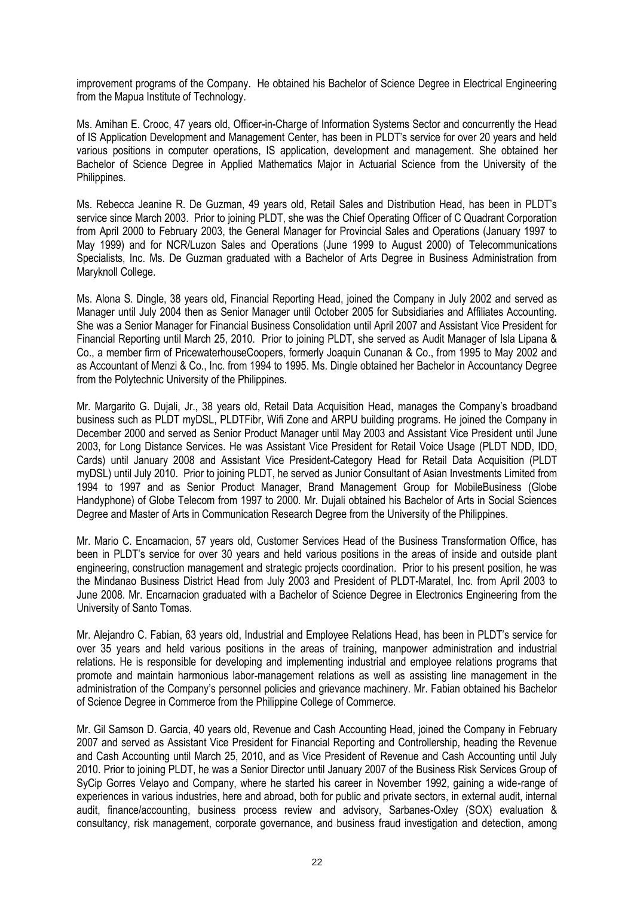improvement programs of the Company. He obtained his Bachelor of Science Degree in Electrical Engineering from the Mapua Institute of Technology.

Ms. Amihan E. Crooc, 47 years old, Officer-in-Charge of Information Systems Sector and concurrently the Head of IS Application Development and Management Center, has been in PLDT's service for over 20 years and held various positions in computer operations, IS application, development and management. She obtained her Bachelor of Science Degree in Applied Mathematics Major in Actuarial Science from the University of the Philippines.

Ms. Rebecca Jeanine R. De Guzman, 49 years old, Retail Sales and Distribution Head, has been in PLDT's service since March 2003. Prior to joining PLDT, she was the Chief Operating Officer of C Quadrant Corporation from April 2000 to February 2003, the General Manager for Provincial Sales and Operations (January 1997 to May 1999) and for NCR/Luzon Sales and Operations (June 1999 to August 2000) of Telecommunications Specialists, Inc. Ms. De Guzman graduated with a Bachelor of Arts Degree in Business Administration from Maryknoll College.

Ms. Alona S. Dingle, 38 years old, Financial Reporting Head, joined the Company in July 2002 and served as Manager until July 2004 then as Senior Manager until October 2005 for Subsidiaries and Affiliates Accounting. She was a Senior Manager for Financial Business Consolidation until April 2007 and Assistant Vice President for Financial Reporting until March 25, 2010. Prior to joining PLDT, she served as Audit Manager of Isla Lipana & Co., a member firm of PricewaterhouseCoopers, formerly Joaquin Cunanan & Co., from 1995 to May 2002 and as Accountant of Menzi & Co., Inc. from 1994 to 1995. Ms. Dingle obtained her Bachelor in Accountancy Degree from the Polytechnic University of the Philippines.

Mr. Margarito G. Dujali, Jr., 38 years old, Retail Data Acquisition Head, manages the Company's broadband business such as PLDT myDSL, PLDTFibr, Wifi Zone and ARPU building programs. He joined the Company in December 2000 and served as Senior Product Manager until May 2003 and Assistant Vice President until June 2003, for Long Distance Services. He was Assistant Vice President for Retail Voice Usage (PLDT NDD, IDD, Cards) until January 2008 and Assistant Vice President-Category Head for Retail Data Acquisition (PLDT myDSL) until July 2010. Prior to joining PLDT, he served as Junior Consultant of Asian Investments Limited from 1994 to 1997 and as Senior Product Manager, Brand Management Group for MobileBusiness (Globe Handyphone) of Globe Telecom from 1997 to 2000. Mr. Dujali obtained his Bachelor of Arts in Social Sciences Degree and Master of Arts in Communication Research Degree from the University of the Philippines.

Mr. Mario C. Encarnacion, 57 years old, Customer Services Head of the Business Transformation Office, has been in PLDT's service for over 30 years and held various positions in the areas of inside and outside plant engineering, construction management and strategic projects coordination. Prior to his present position, he was the Mindanao Business District Head from July 2003 and President of PLDT-Maratel, Inc. from April 2003 to June 2008. Mr. Encarnacion graduated with a Bachelor of Science Degree in Electronics Engineering from the University of Santo Tomas.

Mr. Alejandro C. Fabian, 63 years old, Industrial and Employee Relations Head, has been in PLDT's service for over 35 years and held various positions in the areas of training, manpower administration and industrial relations. He is responsible for developing and implementing industrial and employee relations programs that promote and maintain harmonious labor-management relations as well as assisting line management in the administration of the Company's personnel policies and grievance machinery. Mr. Fabian obtained his Bachelor of Science Degree in Commerce from the Philippine College of Commerce.

Mr. Gil Samson D. Garcia, 40 years old, Revenue and Cash Accounting Head, joined the Company in February 2007 and served as Assistant Vice President for Financial Reporting and Controllership, heading the Revenue and Cash Accounting until March 25, 2010, and as Vice President of Revenue and Cash Accounting until July 2010. Prior to joining PLDT, he was a Senior Director until January 2007 of the Business Risk Services Group of SyCip Gorres Velayo and Company, where he started his career in November 1992, gaining a wide-range of experiences in various industries, here and abroad, both for public and private sectors, in external audit, internal audit, finance/accounting, business process review and advisory, Sarbanes-Oxley (SOX) evaluation & consultancy, risk management, corporate governance, and business fraud investigation and detection, among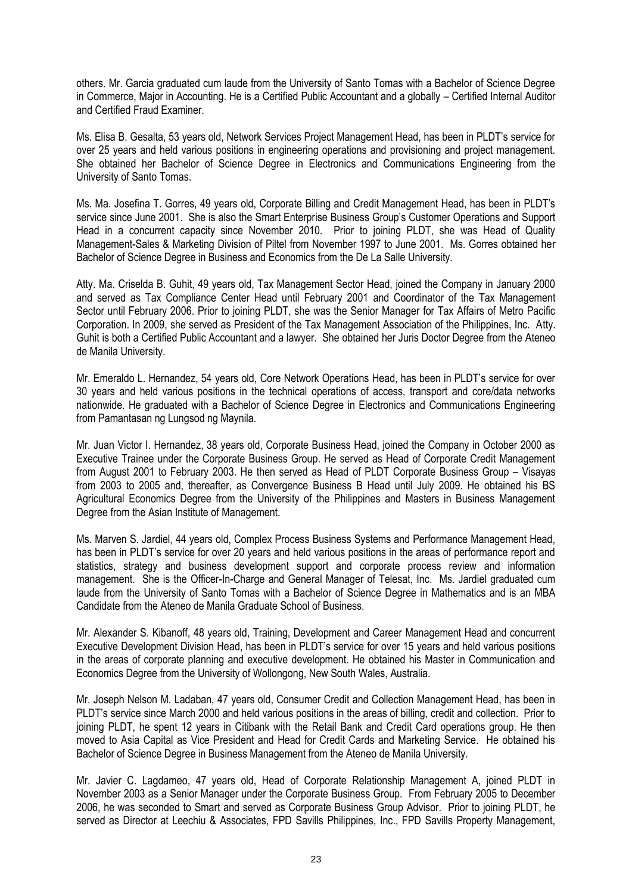others. Mr. Garcia graduated cum laude from the University of Santo Tomas with a Bachelor of Science Degree in Commerce, Major in Accounting. He is a Certified Public Accountant and a globally – Certified Internal Auditor and Certified Fraud Examiner.

Ms. Elisa B. Gesalta, 53 years old, Network Services Project Management Head, has been in PLDT's service for over 25 years and held various positions in engineering operations and provisioning and project management. She obtained her Bachelor of Science Degree in Electronics and Communications Engineering from the University of Santo Tomas.

Ms. Ma. Josefina T. Gorres, 49 years old, Corporate Billing and Credit Management Head, has been in PLDT's service since June 2001. She is also the Smart Enterprise Business Group's Customer Operations and Support Head in a concurrent capacity since November 2010. Prior to joining PLDT, she was Head of Quality Management-Sales & Marketing Division of Piltel from November 1997 to June 2001. Ms. Gorres obtained her Bachelor of Science Degree in Business and Economics from the De La Salle University.

Atty. Ma. Criselda B. Guhit, 49 years old, Tax Management Sector Head, joined the Company in January 2000 and served as Tax Compliance Center Head until February 2001 and Coordinator of the Tax Management Sector until February 2006. Prior to joining PLDT, she was the Senior Manager for Tax Affairs of Metro Pacific Corporation. In 2009, she served as President of the Tax Management Association of the Philippines, Inc. Atty. Guhit is both a Certified Public Accountant and a lawyer. She obtained her Juris Doctor Degree from the Ateneo de Manila University.

Mr. Emeraldo L. Hernandez, 54 years old, Core Network Operations Head, has been in PLDT's service for over 30 years and held various positions in the technical operations of access, transport and core/data networks nationwide. He graduated with a Bachelor of Science Degree in Electronics and Communications Engineering from Pamantasan ng Lungsod ng Maynila.

Mr. Juan Victor I. Hernandez, 38 years old, Corporate Business Head, joined the Company in October 2000 as Executive Trainee under the Corporate Business Group. He served as Head of Corporate Credit Management from August 2001 to February 2003. He then served as Head of PLDT Corporate Business Group – Visayas from 2003 to 2005 and, thereafter, as Convergence Business B Head until July 2009. He obtained his BS Agricultural Economics Degree from the University of the Philippines and Masters in Business Management Degree from the Asian Institute of Management.

Ms. Marven S. Jardiel, 44 years old, Complex Process Business Systems and Performance Management Head, has been in PLDT's service for over 20 years and held various positions in the areas of performance report and statistics, strategy and business development support and corporate process review and information management. She is the Officer-In-Charge and General Manager of Telesat, Inc. Ms. Jardiel graduated cum laude from the University of Santo Tomas with a Bachelor of Science Degree in Mathematics and is an MBA Candidate from the Ateneo de Manila Graduate School of Business.

Mr. Alexander S. Kibanoff, 48 years old, Training, Development and Career Management Head and concurrent Executive Development Division Head, has been in PLDT's service for over 15 years and held various positions in the areas of corporate planning and executive development. He obtained his Master in Communication and Economics Degree from the University of Wollongong, New South Wales, Australia.

Mr. Joseph Nelson M. Ladaban, 47 years old, Consumer Credit and Collection Management Head, has been in PLDT's service since March 2000 and held various positions in the areas of billing, credit and collection. Prior to joining PLDT, he spent 12 years in Citibank with the Retail Bank and Credit Card operations group. He then moved to Asia Capital as Vice President and Head for Credit Cards and Marketing Service. He obtained his Bachelor of Science Degree in Business Management from the Ateneo de Manila University.

Mr. Javier C. Lagdameo, 47 years old, Head of Corporate Relationship Management A, joined PLDT in November 2003 as a Senior Manager under the Corporate Business Group. From February 2005 to December 2006, he was seconded to Smart and served as Corporate Business Group Advisor. Prior to joining PLDT, he served as Director at Leechiu & Associates, FPD Savills Philippines, Inc., FPD Savills Property Management,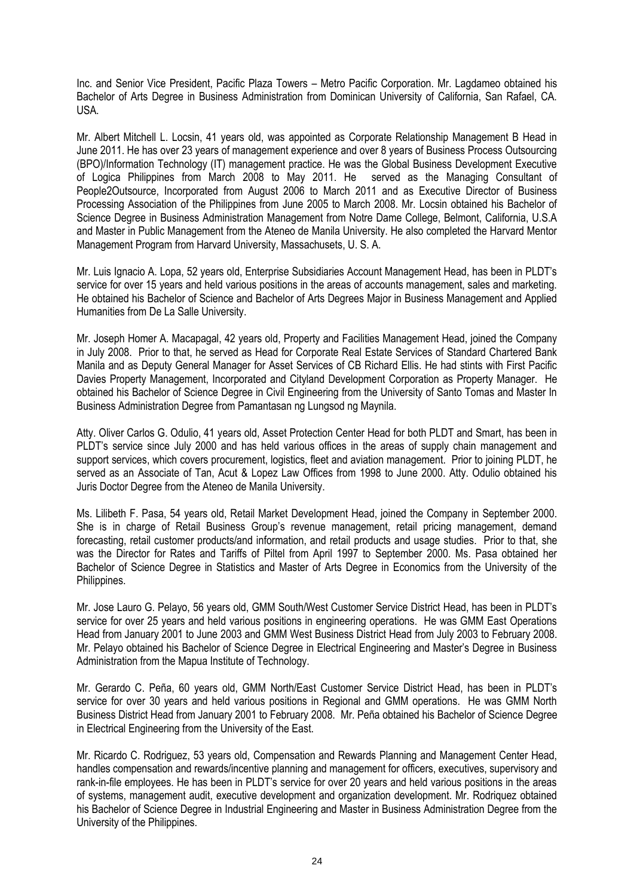Inc. and Senior Vice President, Pacific Plaza Towers – Metro Pacific Corporation. Mr. Lagdameo obtained his Bachelor of Arts Degree in Business Administration from Dominican University of California, San Rafael, CA. USA.

Mr. Albert Mitchell L. Locsin, 41 years old, was appointed as Corporate Relationship Management B Head in June 2011. He has over 23 years of management experience and over 8 years of Business Process Outsourcing (BPO)/Information Technology (IT) management practice. He was the Global Business Development Executive of Logica Philippines from March 2008 to May 2011. He served as the Managing Consultant of People2Outsource, Incorporated from August 2006 to March 2011 and as Executive Director of Business Processing Association of the Philippines from June 2005 to March 2008. Mr. Locsin obtained his Bachelor of Science Degree in Business Administration Management from Notre Dame College, Belmont, California, U.S.A and Master in Public Management from the Ateneo de Manila University. He also completed the Harvard Mentor Management Program from Harvard University, Massachusets, U. S. A.

Mr. Luis Ignacio A. Lopa, 52 years old, Enterprise Subsidiaries Account Management Head, has been in PLDT's service for over 15 years and held various positions in the areas of accounts management, sales and marketing. He obtained his Bachelor of Science and Bachelor of Arts Degrees Major in Business Management and Applied Humanities from De La Salle University.

Mr. Joseph Homer A. Macapagal, 42 years old, Property and Facilities Management Head, joined the Company in July 2008. Prior to that, he served as Head for Corporate Real Estate Services of Standard Chartered Bank Manila and as Deputy General Manager for Asset Services of CB Richard Ellis. He had stints with First Pacific Davies Property Management, Incorporated and Cityland Development Corporation as Property Manager. He obtained his Bachelor of Science Degree in Civil Engineering from the University of Santo Tomas and Master In Business Administration Degree from Pamantasan ng Lungsod ng Maynila.

Atty. Oliver Carlos G. Odulio, 41 years old, Asset Protection Center Head for both PLDT and Smart, has been in PLDT's service since July 2000 and has held various offices in the areas of supply chain management and support services, which covers procurement, logistics, fleet and aviation management. Prior to joining PLDT, he served as an Associate of Tan, Acut & Lopez Law Offices from 1998 to June 2000. Atty. Odulio obtained his Juris Doctor Degree from the Ateneo de Manila University.

Ms. Lilibeth F. Pasa, 54 years old, Retail Market Development Head, joined the Company in September 2000. She is in charge of Retail Business Group's revenue management, retail pricing management, demand forecasting, retail customer products/and information, and retail products and usage studies. Prior to that, she was the Director for Rates and Tariffs of Piltel from April 1997 to September 2000. Ms. Pasa obtained her Bachelor of Science Degree in Statistics and Master of Arts Degree in Economics from the University of the Philippines.

Mr. Jose Lauro G. Pelayo, 56 years old, GMM South/West Customer Service District Head, has been in PLDT's service for over 25 years and held various positions in engineering operations. He was GMM East Operations Head from January 2001 to June 2003 and GMM West Business District Head from July 2003 to February 2008. Mr. Pelayo obtained his Bachelor of Science Degree in Electrical Engineering and Master's Degree in Business Administration from the Mapua Institute of Technology.

Mr. Gerardo C. Peña, 60 years old, GMM North/East Customer Service District Head, has been in PLDT's service for over 30 years and held various positions in Regional and GMM operations. He was GMM North Business District Head from January 2001 to February 2008. Mr. Peña obtained his Bachelor of Science Degree in Electrical Engineering from the University of the East.

Mr. Ricardo C. Rodriguez, 53 years old, Compensation and Rewards Planning and Management Center Head, handles compensation and rewards/incentive planning and management for officers, executives, supervisory and rank-in-file employees. He has been in PLDT's service for over 20 years and held various positions in the areas of systems, management audit, executive development and organization development. Mr. Rodriquez obtained his Bachelor of Science Degree in Industrial Engineering and Master in Business Administration Degree from the University of the Philippines.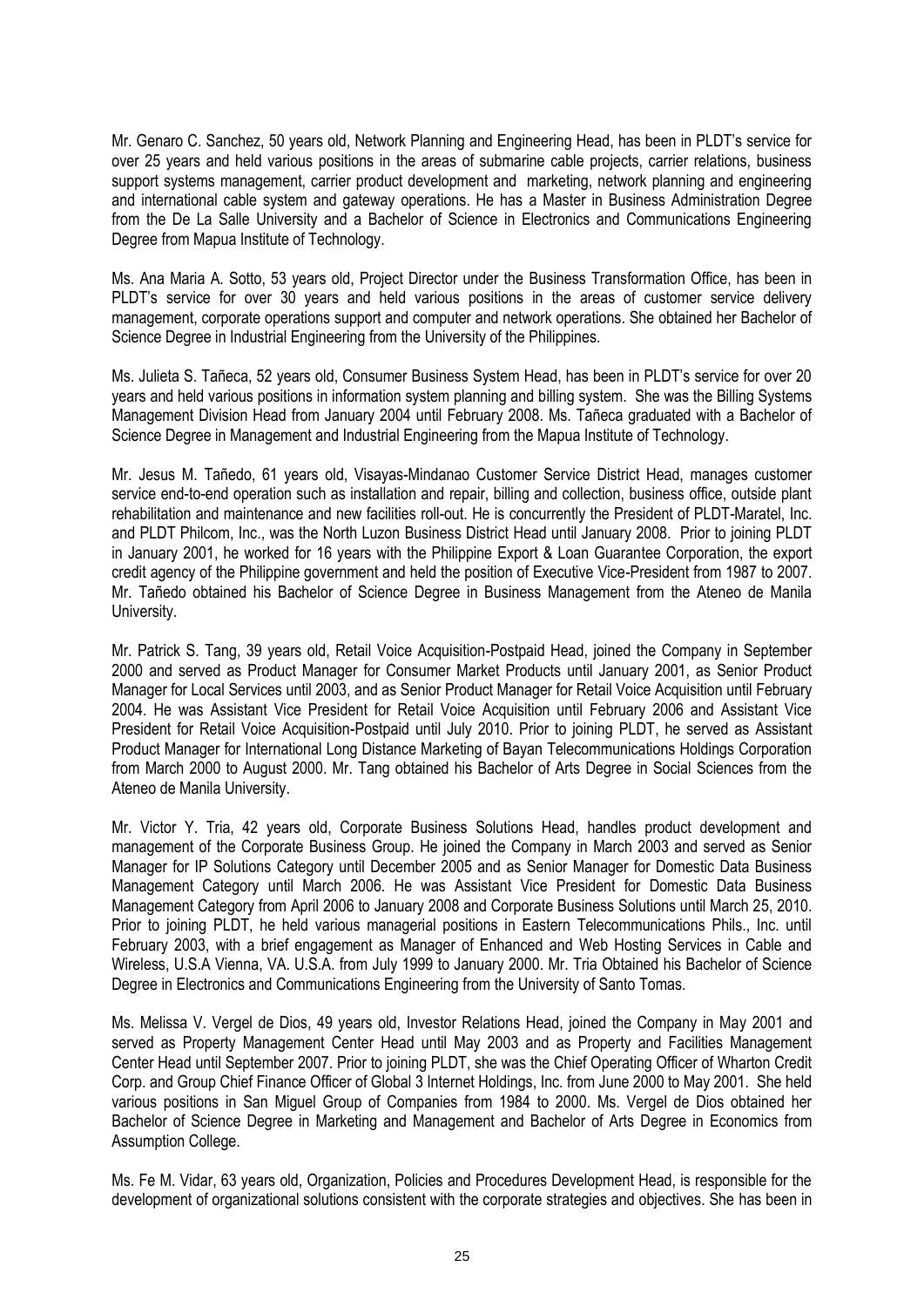Mr. Genaro C. Sanchez, 50 years old, Network Planning and Engineering Head, has been in PLDT's service for over 25 years and held various positions in the areas of submarine cable projects, carrier relations, business support systems management, carrier product development and marketing, network planning and engineering and international cable system and gateway operations. He has a Master in Business Administration Degree from the De La Salle University and a Bachelor of Science in Electronics and Communications Engineering Degree from Mapua Institute of Technology.

Ms. Ana Maria A. Sotto, 53 years old, Project Director under the Business Transformation Office, has been in PLDT's service for over 30 years and held various positions in the areas of customer service delivery management, corporate operations support and computer and network operations. She obtained her Bachelor of Science Degree in Industrial Engineering from the University of the Philippines.

Ms. Julieta S. Tañeca, 52 years old, Consumer Business System Head, has been in PLDT's service for over 20 years and held various positions in information system planning and billing system. She was the Billing Systems Management Division Head from January 2004 until February 2008. Ms. Tañeca graduated with a Bachelor of Science Degree in Management and Industrial Engineering from the Mapua Institute of Technology.

Mr. Jesus M. Tañedo, 61 years old, Visayas-Mindanao Customer Service District Head, manages customer service end-to-end operation such as installation and repair, billing and collection, business office, outside plant rehabilitation and maintenance and new facilities roll-out. He is concurrently the President of PLDT-Maratel, Inc. and PLDT Philcom, Inc., was the North Luzon Business District Head until January 2008. Prior to joining PLDT in January 2001, he worked for 16 years with the Philippine Export & Loan Guarantee Corporation, the export credit agency of the Philippine government and held the position of Executive Vice-President from 1987 to 2007. Mr. Tañedo obtained his Bachelor of Science Degree in Business Management from the Ateneo de Manila University.

Mr. Patrick S. Tang, 39 years old, Retail Voice Acquisition-Postpaid Head, joined the Company in September 2000 and served as Product Manager for Consumer Market Products until January 2001, as Senior Product Manager for Local Services until 2003, and as Senior Product Manager for Retail Voice Acquisition until February 2004. He was Assistant Vice President for Retail Voice Acquisition until February 2006 and Assistant Vice President for Retail Voice Acquisition-Postpaid until July 2010. Prior to joining PLDT, he served as Assistant Product Manager for International Long Distance Marketing of Bayan Telecommunications Holdings Corporation from March 2000 to August 2000. Mr. Tang obtained his Bachelor of Arts Degree in Social Sciences from the Ateneo de Manila University.

Mr. Victor Y. Tria, 42 years old, Corporate Business Solutions Head, handles product development and management of the Corporate Business Group. He joined the Company in March 2003 and served as Senior Manager for IP Solutions Category until December 2005 and as Senior Manager for Domestic Data Business Management Category until March 2006. He was Assistant Vice President for Domestic Data Business Management Category from April 2006 to January 2008 and Corporate Business Solutions until March 25, 2010. Prior to joining PLDT, he held various managerial positions in Eastern Telecommunications Phils., Inc. until February 2003, with a brief engagement as Manager of Enhanced and Web Hosting Services in Cable and Wireless, U.S.A Vienna, VA. U.S.A. from July 1999 to January 2000. Mr. Tria Obtained his Bachelor of Science Degree in Electronics and Communications Engineering from the University of Santo Tomas.

Ms. Melissa V. Vergel de Dios, 49 years old, Investor Relations Head, joined the Company in May 2001 and served as Property Management Center Head until May 2003 and as Property and Facilities Management Center Head until September 2007. Prior to joining PLDT, she was the Chief Operating Officer of Wharton Credit Corp. and Group Chief Finance Officer of Global 3 Internet Holdings, Inc. from June 2000 to May 2001. She held various positions in San Miguel Group of Companies from 1984 to 2000. Ms. Vergel de Dios obtained her Bachelor of Science Degree in Marketing and Management and Bachelor of Arts Degree in Economics from Assumption College.

Ms. Fe M. Vidar, 63 years old, Organization, Policies and Procedures Development Head, is responsible for the development of organizational solutions consistent with the corporate strategies and objectives. She has been in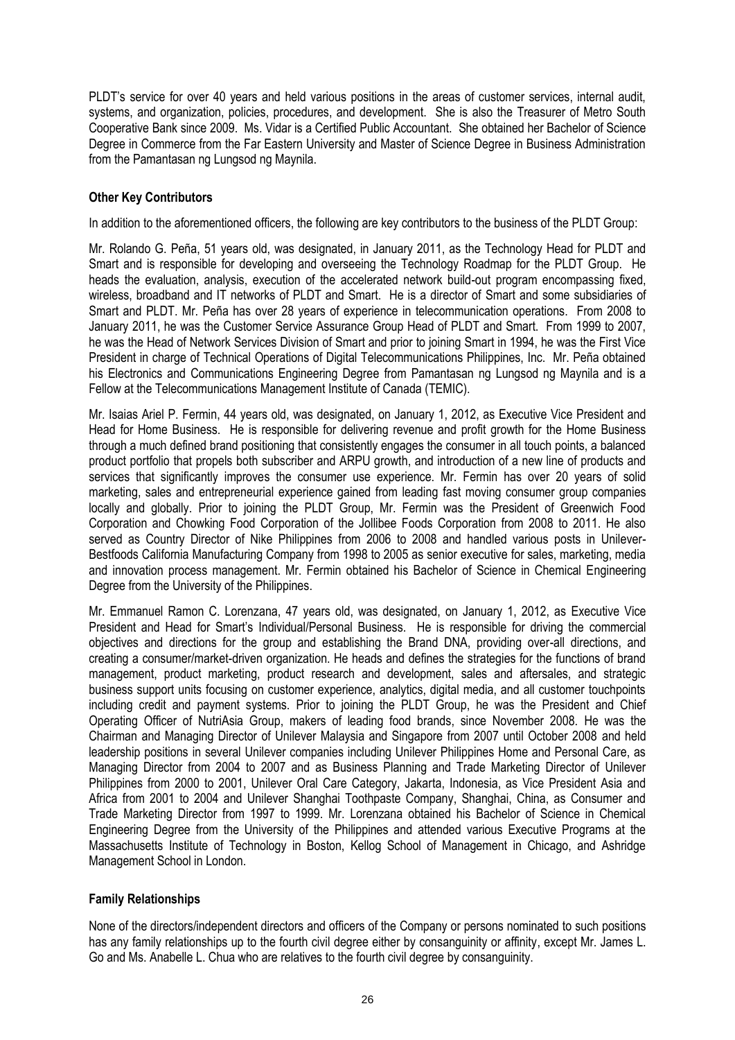PLDT's service for over 40 years and held various positions in the areas of customer services, internal audit, systems, and organization, policies, procedures, and development. She is also the Treasurer of Metro South Cooperative Bank since 2009. Ms. Vidar is a Certified Public Accountant. She obtained her Bachelor of Science Degree in Commerce from the Far Eastern University and Master of Science Degree in Business Administration from the Pamantasan ng Lungsod ng Maynila.

**Other Key Contributors**

In addition to the aforementioned officers, the following are key contributors to the business of the PLDT Group:

Mr. Rolando G. Peña, 51 years old, was designated, in January 2011, as the Technology Head for PLDT and Smart and is responsible for developing and overseeing the Technology Roadmap for the PLDT Group. He heads the evaluation, analysis, execution of the accelerated network build-out program encompassing fixed, wireless, broadband and IT networks of PLDT and Smart. He is a director of Smart and some subsidiaries of Smart and PLDT. Mr. Peña has over 28 years of experience in telecommunication operations. From 2008 to January 2011, he was the Customer Service Assurance Group Head of PLDT and Smart. From 1999 to 2007, he was the Head of Network Services Division of Smart and prior to joining Smart in 1994, he was the First Vice President in charge of Technical Operations of Digital Telecommunications Philippines, Inc. Mr. Peña obtained his Electronics and Communications Engineering Degree from Pamantasan ng Lungsod ng Maynila and is a Fellow at the Telecommunications Management Institute of Canada (TEMIC).

Mr. Isaias Ariel P. Fermin, 44 years old, was designated, on January 1, 2012, as Executive Vice President and Head for Home Business. He is responsible for delivering revenue and profit growth for the Home Business through a much defined brand positioning that consistently engages the consumer in all touch points, a balanced product portfolio that propels both subscriber and ARPU growth, and introduction of a new line of products and services that significantly improves the consumer use experience. Mr. Fermin has over 20 years of solid marketing, sales and entrepreneurial experience gained from leading fast moving consumer group companies locally and globally. Prior to joining the PLDT Group, Mr. Fermin was the President of Greenwich Food Corporation and Chowking Food Corporation of the Jollibee Foods Corporation from 2008 to 2011. He also served as Country Director of Nike Philippines from 2006 to 2008 and handled various posts in Unilever-Bestfoods California Manufacturing Company from 1998 to 2005 as senior executive for sales, marketing, media and innovation process management. Mr. Fermin obtained his Bachelor of Science in Chemical Engineering Degree from the University of the Philippines.

Mr. Emmanuel Ramon C. Lorenzana, 47 years old, was designated, on January 1, 2012, as Executive Vice President and Head for Smart's Individual/Personal Business. He is responsible for driving the commercial objectives and directions for the group and establishing the Brand DNA, providing over-all directions, and creating a consumer/market-driven organization. He heads and defines the strategies for the functions of brand management, product marketing, product research and development, sales and aftersales, and strategic business support units focusing on customer experience, analytics, digital media, and all customer touchpoints including credit and payment systems. Prior to joining the PLDT Group, he was the President and Chief Operating Officer of NutriAsia Group, makers of leading food brands, since November 2008. He was the Chairman and Managing Director of Unilever Malaysia and Singapore from 2007 until October 2008 and held leadership positions in several Unilever companies including Unilever Philippines Home and Personal Care, as Managing Director from 2004 to 2007 and as Business Planning and Trade Marketing Director of Unilever Philippines from 2000 to 2001, Unilever Oral Care Category, Jakarta, Indonesia, as Vice President Asia and Africa from 2001 to 2004 and Unilever Shanghai Toothpaste Company, Shanghai, China, as Consumer and Trade Marketing Director from 1997 to 1999. Mr. Lorenzana obtained his Bachelor of Science in Chemical Engineering Degree from the University of the Philippines and attended various Executive Programs at the Massachusetts Institute of Technology in Boston, Kellog School of Management in Chicago, and Ashridge Management School in London.

**Family Relationships**

None of the directors/independent directors and officers of the Company or persons nominated to such positions has any family relationships up to the fourth civil degree either by consanguinity or affinity, except Mr. James L. Go and Ms. Anabelle L. Chua who are relatives to the fourth civil degree by consanguinity.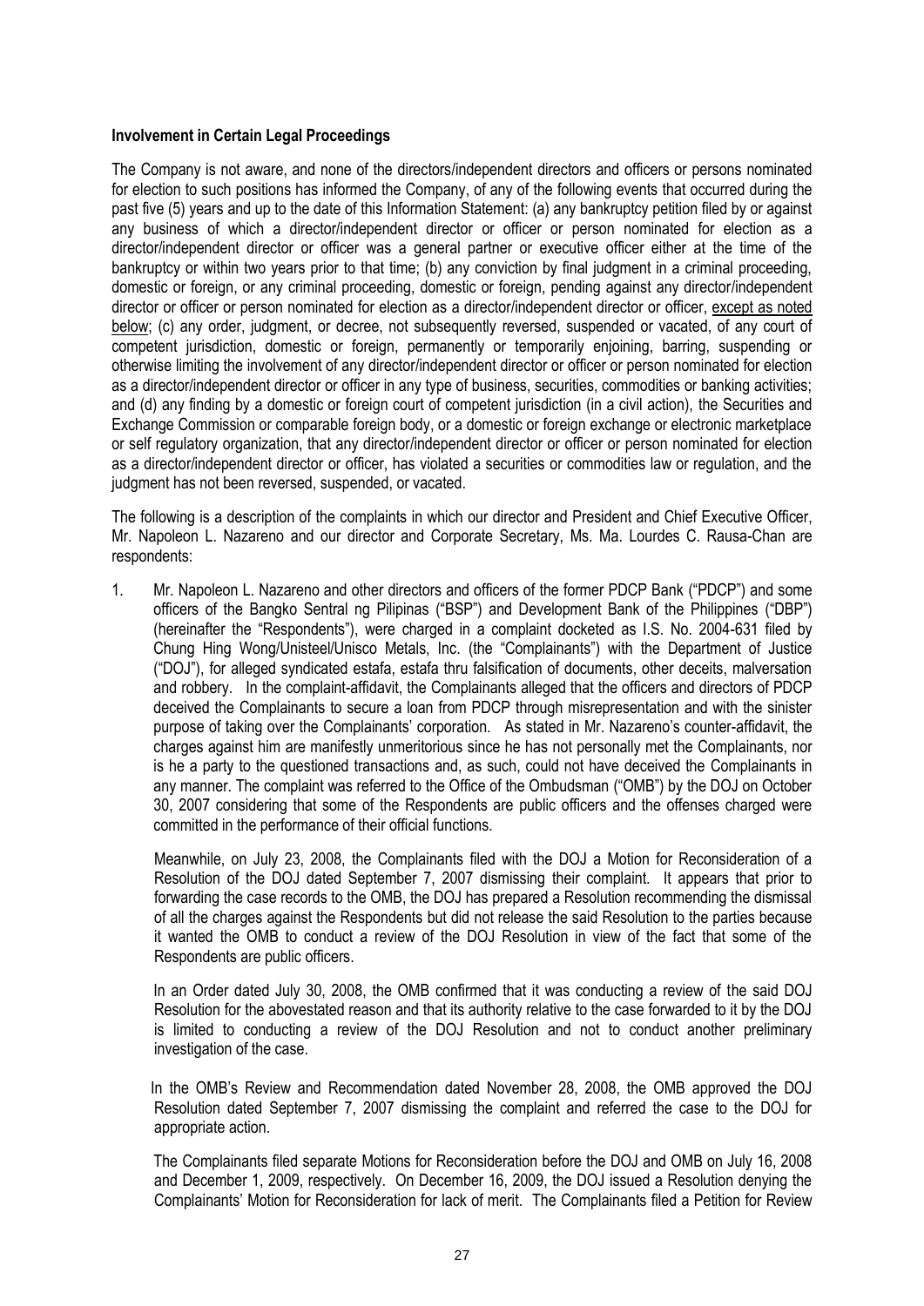**Involvement in Certain Legal Proceedings**

The Company is not aware, and none of the directors/independent directors and officers or persons nominated for election to such positions has informed the Company, of any of the following events that occurred during the past five (5) years and up to the date of this Information Statement: (a) any bankruptcy petition filed by or against any business of which a director/independent director or officer or person nominated for election as a director/independent director or officer was a general partner or executive officer either at the time of the bankruptcy or within two years prior to that time; (b) any conviction by final judgment in a criminal proceeding, domestic or foreign, or any criminal proceeding, domestic or foreign, pending against any director/independent director or officer or person nominated for election as a director/independent director or officer, except as noted below; (c) any order, judgment, or decree, not subsequently reversed, suspended or vacated, of any court of competent jurisdiction, domestic or foreign, permanently or temporarily enjoining, barring, suspending or otherwise limiting the involvement of any director/independent director or officer or person nominated for election as a director/independent director or officer in any type of business, securities, commodities or banking activities; and (d) any finding by a domestic or foreign court of competent jurisdiction (in a civil action), the Securities and Exchange Commission or comparable foreign body, or a domestic or foreign exchange or electronic marketplace or self regulatory organization, that any director/independent director or officer or person nominated for election as a director/independent director or officer, has violated a securities or commodities law or regulation, and the judgment has not been reversed, suspended, or vacated.

The following is a description of the complaints in which our director and President and Chief Executive Officer, Mr. Napoleon L. Nazareno and our director and Corporate Secretary, Ms. Ma. Lourdes C. Rausa-Chan are respondents:

1. Mr. Napoleon L. Nazareno and other directors and officers of the former PDCP Bank ("PDCP") and some officers of the Bangko Sentral ng Pilipinas ("BSP") and Development Bank of the Philippines ("DBP") (hereinafter the "Respondents"), were charged in a complaint docketed as I.S. No. 2004-631 filed by Chung Hing Wong/Unisteel/Unisco Metals, Inc. (the "Complainants") with the Department of Justice ("DOJ"), for alleged syndicated estafa, estafa thru falsification of documents, other deceits, malversation and robbery. In the complaint-affidavit, the Complainants alleged that the officers and directors of PDCP deceived the Complainants to secure a loan from PDCP through misrepresentation and with the sinister purpose of taking over the Complainants' corporation. As stated in Mr. Nazareno's counter-affidavit, the charges against him are manifestly unmeritorious since he has not personally met the Complainants, nor is he a party to the questioned transactions and, as such, could not have deceived the Complainants in any manner. The complaint was referred to the Office of the Ombudsman ("OMB") by the DOJ on October 30, 2007 considering that some of the Respondents are public officers and the offenses charged were committed in the performance of their official functions.

   Meanwhile, on July 23, 2008, the Complainants filed with the DOJ a Motion for Reconsideration of a Resolution of the DOJ dated September 7, 2007 dismissing their complaint. It appears that prior to forwarding the case records to the OMB, the DOJ has prepared a Resolution recommending the dismissal of all the charges against the Respondents but did not release the said Resolution to the parties because it wanted the OMB to conduct a review of the DOJ Resolution in view of the fact that some of the Respondents are public officers.

   In an Order dated July 30, 2008, the OMB confirmed that it was conducting a review of the said DOJ Resolution for the abovestated reason and that its authority relative to the case forwarded to it by the DOJ is limited to conducting a review of the DOJ Resolution and not to conduct another preliminary investigation of the case.

   In the OMB's Review and Recommendation dated November 28, 2008, the OMB approved the DOJ Resolution dated September 7, 2007 dismissing the complaint and referred the case to the DOJ for appropriate action.

   The Complainants filed separate Motions for Reconsideration before the DOJ and OMB on July 16, 2008 and December 1, 2009, respectively. On December 16, 2009, the DOJ issued a Resolution denying the Complainants' Motion for Reconsideration for lack of merit. The Complainants filed a Petition for Review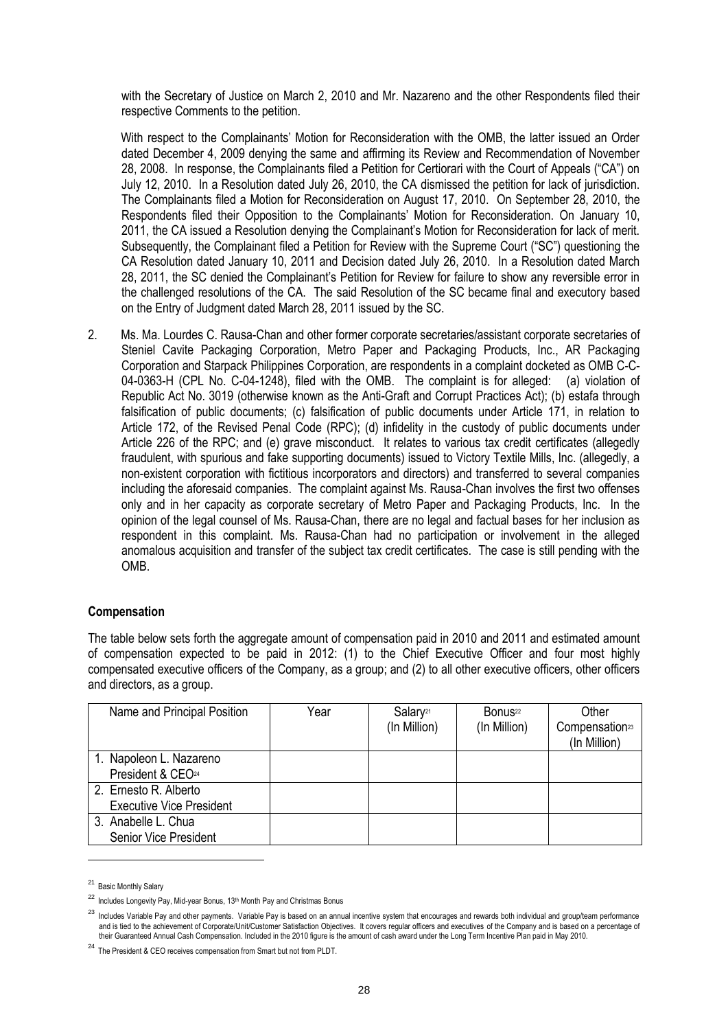with the Secretary of Justice on March 2, 2010 and Mr. Nazareno and the other Respondents filed their respective Comments to the petition.

With respect to the Complainants' Motion for Reconsideration with the OMB, the latter issued an Order dated December 4, 2009 denying the same and affirming its Review and Recommendation of November 28, 2008. In response, the Complainants filed a Petition for Certiorari with the Court of Appeals ("CA") on July 12, 2010. In a Resolution dated July 26, 2010, the CA dismissed the petition for lack of jurisdiction. The Complainants filed a Motion for Reconsideration on August 17, 2010. On September 28, 2010, the Respondents filed their Opposition to the Complainants' Motion for Reconsideration. On January 10, 2011, the CA issued a Resolution denying the Complainant's Motion for Reconsideration for lack of merit. Subsequently, the Complainant filed a Petition for Review with the Supreme Court ("SC") questioning the CA Resolution dated January 10, 2011 and Decision dated July 26, 2010. In a Resolution dated March 28, 2011, the SC denied the Complainant's Petition for Review for failure to show any reversible error in the challenged resolutions of the CA. The said Resolution of the SC became final and executory based on the Entry of Judgment dated March 28, 2011 issued by the SC.

2. Ms. Ma. Lourdes C. Rausa-Chan and other former corporate secretaries/assistant corporate secretaries of Steniel Cavite Packaging Corporation, Metro Paper and Packaging Products, Inc., AR Packaging Corporation and Starpack Philippines Corporation, are respondents in a complaint docketed as OMB C-C-04-0363-H (CPL No. C-04-1248), filed with the OMB. The complaint is for alleged: (a) violation of Republic Act No. 3019 (otherwise known as the Anti-Graft and Corrupt Practices Act); (b) estafa through falsification of public documents; (c) falsification of public documents under Article 171, in relation to Article 172, of the Revised Penal Code (RPC); (d) infidelity in the custody of public documents under Article 226 of the RPC; and (e) grave misconduct. It relates to various tax credit certificates (allegedly fraudulent, with spurious and fake supporting documents) issued to Victory Textile Mills, Inc. (allegedly, a non-existent corporation with fictitious incorporators and directors) and transferred to several companies including the aforesaid companies. The complaint against Ms. Rausa-Chan involves the first two offenses only and in her capacity as corporate secretary of Metro Paper and Packaging Products, Inc. In the opinion of the legal counsel of Ms. Rausa-Chan, there are no legal and factual bases for her inclusion as respondent in this complaint. Ms. Rausa-Chan had no participation or involvement in the alleged anomalous acquisition and transfer of the subject tax credit certificates. The case is still pending with the OMB.

**Compensation**

The table below sets forth the aggregate amount of compensation paid in 2010 and 2011 and estimated amount of compensation expected to be paid in 2012: (1) to the Chief Executive Officer and four most highly compensated executive officers of the Company, as a group; and (2) to all other executive officers, other officers and directors, as a group.

| Name and Principal Position | Year | Salary[21] (In Million) | Bonus[22] (In Million) | Other Compensation[23] (In Million) |
|---|---|---|---|---|
| 1. Napoleon L. Nazareno President & CEO[24] | | | | |
| 2. Ernesto R. Alberto Executive Vice President | | | | |
| 3. Anabelle L. Chua Senior Vice President | | | | |

[21] Basic Monthly Salary

[22] Includes Longevity Pay, Mid-year Bonus, 13th Month Pay and Christmas Bonus

[23] Includes Variable Pay and other payments. Variable Pay is based on an annual incentive system that encourages and rewards both individual and group/team performance and is tied to the achievement of Corporate/Unit/Customer Satisfaction Objectives. It covers regular officers and executives of the Company and is based on a percentage of their Guaranteed Annual Cash Compensation. Included in the 2010 figure is the amount of cash award under the Long Term Incentive Plan paid in May 2010.

[24] The President & CEO receives compensation from Smart but not from PLDT.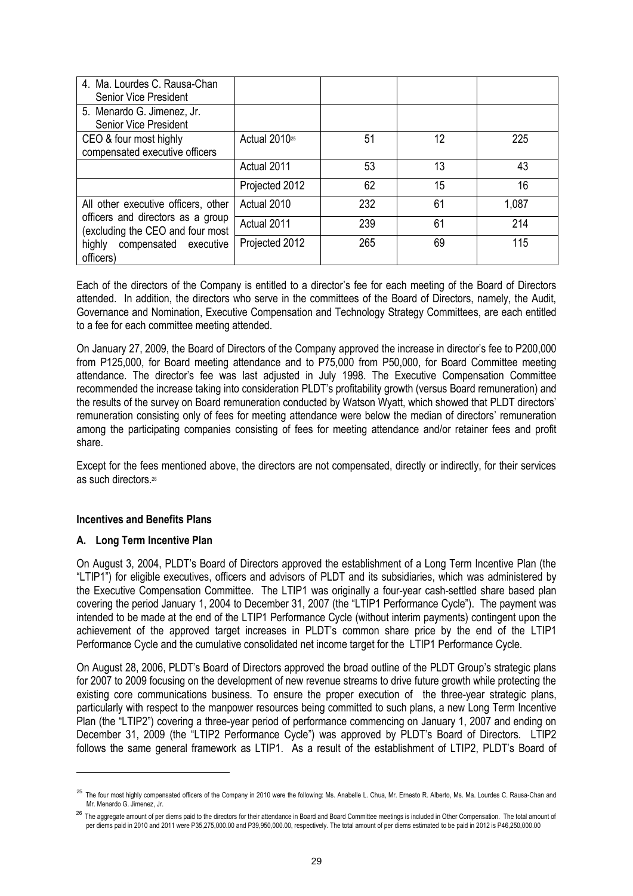| | | | | |
|---|---|---|---|---|
| 4. Ma. Lourdes C. Rausa-Chan Senior Vice President | | | | |
| 5. Menardo G. Jimenez, Jr. Senior Vice President | | | | |
| CEO & four most highly compensated executive officers | Actual 2010[25] | 51 | 12 | 225 |
| | Actual 2011 | 53 | 13 | 43 |
| | Projected 2012 | 62 | 15 | 16 |
| All other executive officers, other officers and directors as a group (excluding the CEO and four most highly compensated executive officers) | Actual 2010 | 232 | 61 | 1,087 |
| | Actual 2011 | 239 | 61 | 214 |
| | Projected 2012 | 265 | 69 | 115 |

Each of the directors of the Company is entitled to a director's fee for each meeting of the Board of Directors attended. In addition, the directors who serve in the committees of the Board of Directors, namely, the Audit, Governance and Nomination, Executive Compensation and Technology Strategy Committees, are each entitled to a fee for each committee meeting attended.

On January 27, 2009, the Board of Directors of the Company approved the increase in director's fee to P200,000 from P125,000, for Board meeting attendance and to P75,000 from P50,000, for Board Committee meeting attendance. The director's fee was last adjusted in July 1998. The Executive Compensation Committee recommended the increase taking into consideration PLDT's profitability growth (versus Board remuneration) and the results of the survey on Board remuneration conducted by Watson Wyatt, which showed that PLDT directors' remuneration consisting only of fees for meeting attendance were below the median of directors' remuneration among the participating companies consisting of fees for meeting attendance and/or retainer fees and profit share.

Except for the fees mentioned above, the directors are not compensated, directly or indirectly, for their services as such directors.[26]

**Incentives and Benefits Plans**

**A. Long Term Incentive Plan**

On August 3, 2004, PLDT's Board of Directors approved the establishment of a Long Term Incentive Plan (the "LTIP1") for eligible executives, officers and advisors of PLDT and its subsidiaries, which was administered by the Executive Compensation Committee. The LTIP1 was originally a four-year cash-settled share based plan covering the period January 1, 2004 to December 31, 2007 (the "LTIP1 Performance Cycle"). The payment was intended to be made at the end of the LTIP1 Performance Cycle (without interim payments) contingent upon the achievement of the approved target increases in PLDT's common share price by the end of the LTIP1 Performance Cycle and the cumulative consolidated net income target for the LTIP1 Performance Cycle.

On August 28, 2006, PLDT's Board of Directors approved the broad outline of the PLDT Group's strategic plans for 2007 to 2009 focusing on the development of new revenue streams to drive future growth while protecting the existing core communications business. To ensure the proper execution of the three-year strategic plans, particularly with respect to the manpower resources being committed to such plans, a new Long Term Incentive Plan (the "LTIP2") covering a three-year period of performance commencing on January 1, 2007 and ending on December 31, 2009 (the "LTIP2 Performance Cycle") was approved by PLDT's Board of Directors. LTIP2 follows the same general framework as LTIP1. As a result of the establishment of LTIP2, PLDT's Board of

---

[25] The four most highly compensated officers of the Company in 2010 were the following: Ms. Anabelle L. Chua, Mr. Ernesto R. Alberto, Ms. Ma. Lourdes C. Rausa-Chan and Mr. Menardo G. Jimenez, Jr.

[26] The aggregate amount of per diems paid to the directors for their attendance in Board and Board Committee meetings is included in Other Compensation. The total amount of per diems paid in 2010 and 2011 were P35,275,000.00 and P39,950,000.00, respectively. The total amount of per diems estimated to be paid in 2012 is P46,250,000.00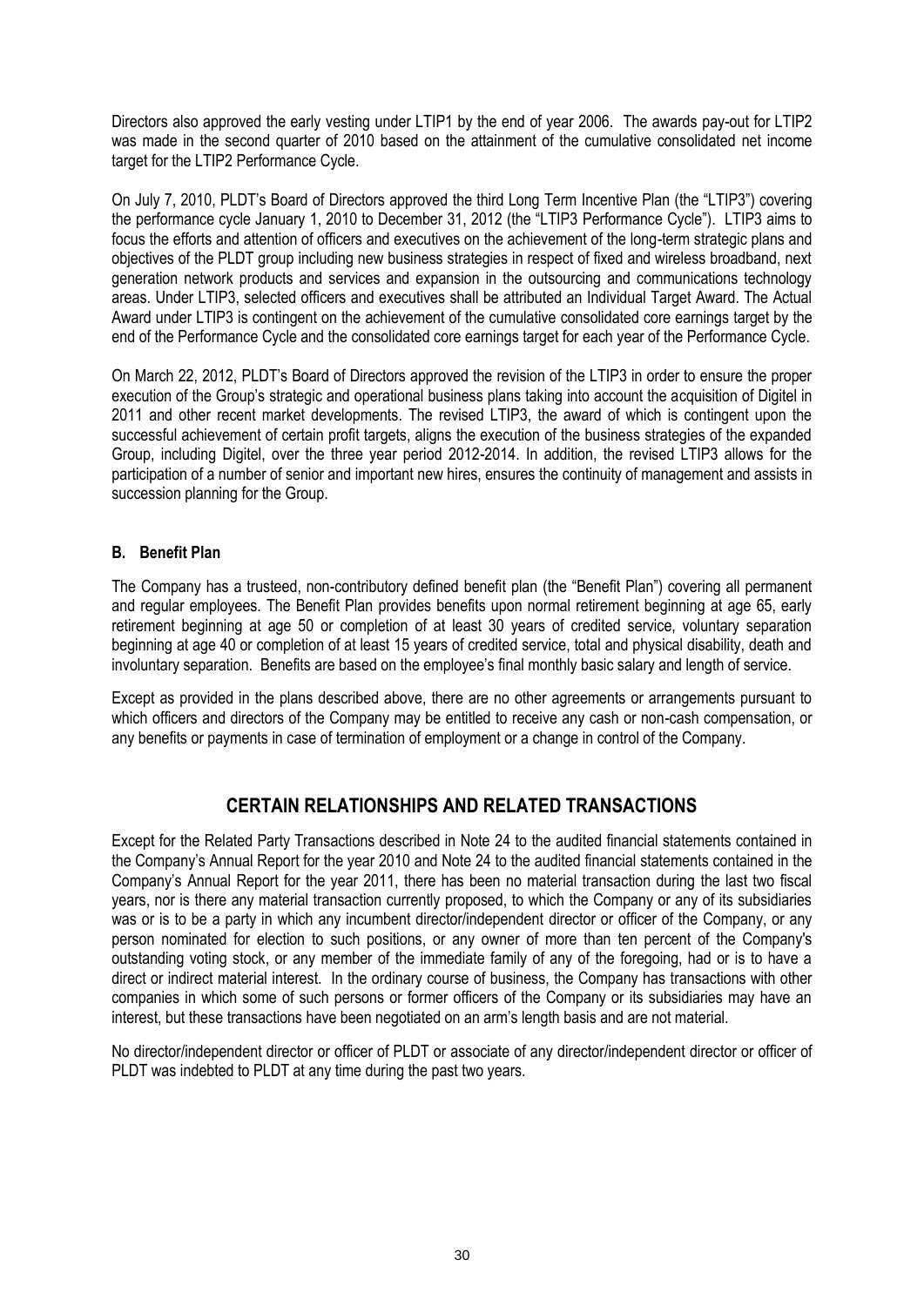Directors also approved the early vesting under LTIP1 by the end of year 2006. The awards pay-out for LTIP2 was made in the second quarter of 2010 based on the attainment of the cumulative consolidated net income target for the LTIP2 Performance Cycle.

On July 7, 2010, PLDT's Board of Directors approved the third Long Term Incentive Plan (the "LTIP3") covering the performance cycle January 1, 2010 to December 31, 2012 (the "LTIP3 Performance Cycle"). LTIP3 aims to focus the efforts and attention of officers and executives on the achievement of the long-term strategic plans and objectives of the PLDT group including new business strategies in respect of fixed and wireless broadband, next generation network products and services and expansion in the outsourcing and communications technology areas. Under LTIP3, selected officers and executives shall be attributed an Individual Target Award. The Actual Award under LTIP3 is contingent on the achievement of the cumulative consolidated core earnings target by the end of the Performance Cycle and the consolidated core earnings target for each year of the Performance Cycle.

On March 22, 2012, PLDT's Board of Directors approved the revision of the LTIP3 in order to ensure the proper execution of the Group's strategic and operational business plans taking into account the acquisition of Digitel in 2011 and other recent market developments. The revised LTIP3, the award of which is contingent upon the successful achievement of certain profit targets, aligns the execution of the business strategies of the expanded Group, including Digitel, over the three year period 2012-2014. In addition, the revised LTIP3 allows for the participation of a number of senior and important new hires, ensures the continuity of management and assists in succession planning for the Group.

**B. Benefit Plan**

The Company has a trusteed, non-contributory defined benefit plan (the "Benefit Plan") covering all permanent and regular employees. The Benefit Plan provides benefits upon normal retirement beginning at age 65, early retirement beginning at age 50 or completion of at least 30 years of credited service, voluntary separation beginning at age 40 or completion of at least 15 years of credited service, total and physical disability, death and involuntary separation. Benefits are based on the employee's final monthly basic salary and length of service.

Except as provided in the plans described above, there are no other agreements or arrangements pursuant to which officers and directors of the Company may be entitled to receive any cash or non-cash compensation, or any benefits or payments in case of termination of employment or a change in control of the Company.

## CERTAIN RELATIONSHIPS AND RELATED TRANSACTIONS

Except for the Related Party Transactions described in Note 24 to the audited financial statements contained in the Company's Annual Report for the year 2010 and Note 24 to the audited financial statements contained in the Company's Annual Report for the year 2011, there has been no material transaction during the last two fiscal years, nor is there any material transaction currently proposed, to which the Company or any of its subsidiaries was or is to be a party in which any incumbent director/independent director or officer of the Company, or any person nominated for election to such positions, or any owner of more than ten percent of the Company's outstanding voting stock, or any member of the immediate family of any of the foregoing, had or is to have a direct or indirect material interest. In the ordinary course of business, the Company has transactions with other companies in which some of such persons or former officers of the Company or its subsidiaries may have an interest, but these transactions have been negotiated on an arm's length basis and are not material.

No director/independent director or officer of PLDT or associate of any director/independent director or officer of PLDT was indebted to PLDT at any time during the past two years.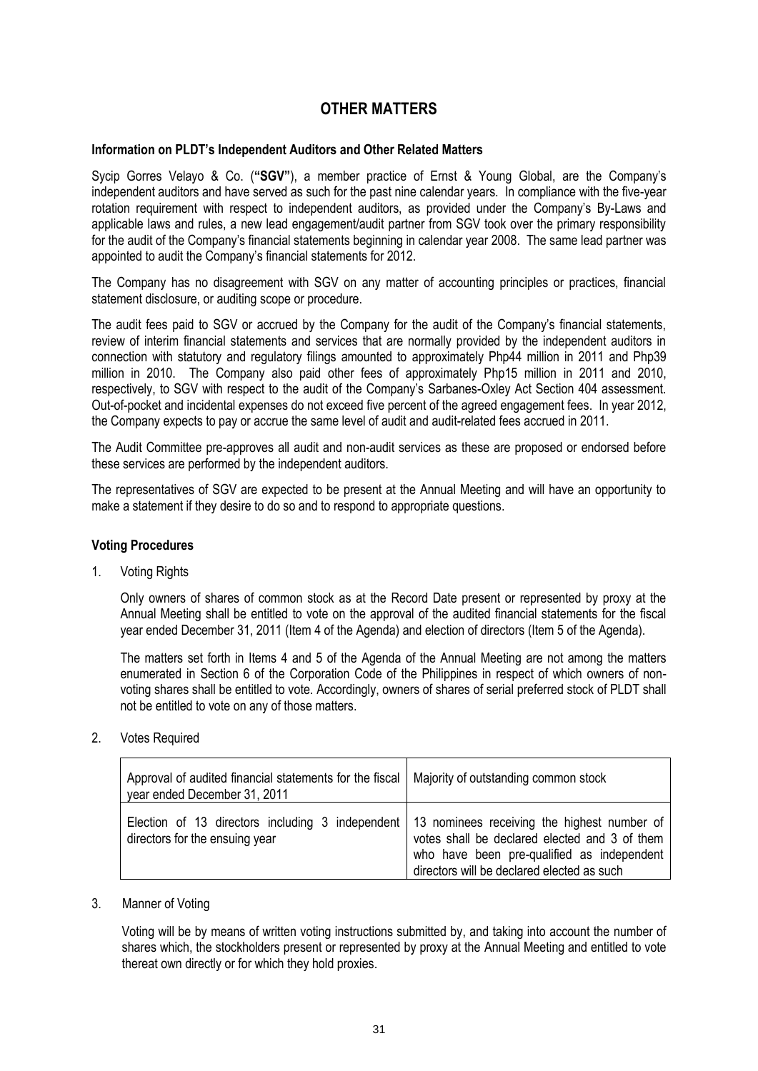# OTHER MATTERS

### Information on PLDT's Independent Auditors and Other Related Matters

Sycip Gorres Velayo & Co. (**"SGV"**), a member practice of Ernst & Young Global, are the Company's independent auditors and have served as such for the past nine calendar years. In compliance with the five-year rotation requirement with respect to independent auditors, as provided under the Company's By-Laws and applicable laws and rules, a new lead engagement/audit partner from SGV took over the primary responsibility for the audit of the Company's financial statements beginning in calendar year 2008. The same lead partner was appointed to audit the Company's financial statements for 2012.

The Company has no disagreement with SGV on any matter of accounting principles or practices, financial statement disclosure, or auditing scope or procedure.

The audit fees paid to SGV or accrued by the Company for the audit of the Company's financial statements, review of interim financial statements and services that are normally provided by the independent auditors in connection with statutory and regulatory filings amounted to approximately Php44 million in 2011 and Php39 million in 2010. The Company also paid other fees of approximately Php15 million in 2011 and 2010, respectively, to SGV with respect to the audit of the Company's Sarbanes-Oxley Act Section 404 assessment. Out-of-pocket and incidental expenses do not exceed five percent of the agreed engagement fees. In year 2012, the Company expects to pay or accrue the same level of audit and audit-related fees accrued in 2011.

The Audit Committee pre-approves all audit and non-audit services as these are proposed or endorsed before these services are performed by the independent auditors.

The representatives of SGV are expected to be present at the Annual Meeting and will have an opportunity to make a statement if they desire to do so and to respond to appropriate questions.

### Voting Procedures

1. Voting Rights

   Only owners of shares of common stock as at the Record Date present or represented by proxy at the Annual Meeting shall be entitled to vote on the approval of the audited financial statements for the fiscal year ended December 31, 2011 (Item 4 of the Agenda) and election of directors (Item 5 of the Agenda).

   The matters set forth in Items 4 and 5 of the Agenda of the Annual Meeting are not among the matters enumerated in Section 6 of the Corporation Code of the Philippines in respect of which owners of non-voting shares shall be entitled to vote. Accordingly, owners of shares of serial preferred stock of PLDT shall not be entitled to vote on any of those matters.

2. Votes Required

| Approval of audited financial statements for the fiscal year ended December 31, 2011 | Majority of outstanding common stock |
|---|---|
| Election of 13 directors including 3 independent directors for the ensuing year | 13 nominees receiving the highest number of votes shall be declared elected and 3 of them who have been pre-qualified as independent directors will be declared elected as such |

3. Manner of Voting

   Voting will be by means of written voting instructions submitted by, and taking into account the number of shares which, the stockholders present or represented by proxy at the Annual Meeting and entitled to vote thereat own directly or for which they hold proxies.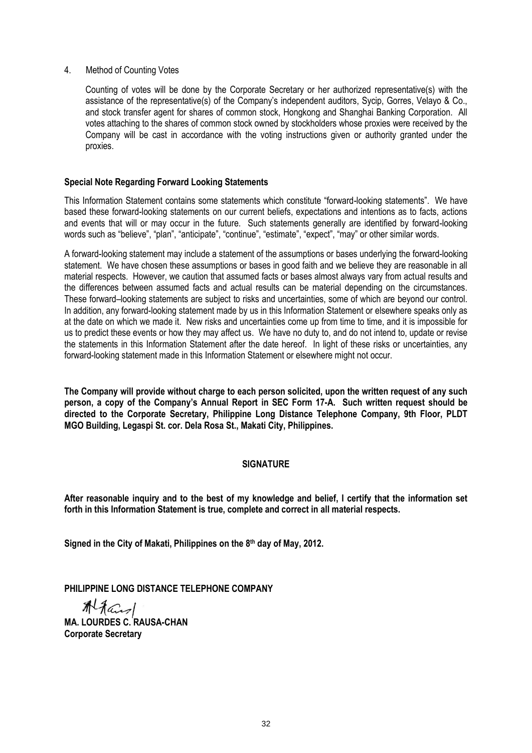4. Method of Counting Votes

   Counting of votes will be done by the Corporate Secretary or her authorized representative(s) with the assistance of the representative(s) of the Company's independent auditors, Sycip, Gorres, Velayo & Co., and stock transfer agent for shares of common stock, Hongkong and Shanghai Banking Corporation. All votes attaching to the shares of common stock owned by stockholders whose proxies were received by the Company will be cast in accordance with the voting instructions given or authority granted under the proxies.

**Special Note Regarding Forward Looking Statements**

This Information Statement contains some statements which constitute "forward-looking statements". We have based these forward-looking statements on our current beliefs, expectations and intentions as to facts, actions and events that will or may occur in the future. Such statements generally are identified by forward-looking words such as "believe", "plan", "anticipate", "continue", "estimate", "expect", "may" or other similar words.

A forward-looking statement may include a statement of the assumptions or bases underlying the forward-looking statement. We have chosen these assumptions or bases in good faith and we believe they are reasonable in all material respects. However, we caution that assumed facts or bases almost always vary from actual results and the differences between assumed facts and actual results can be material depending on the circumstances. These forward–looking statements are subject to risks and uncertainties, some of which are beyond our control. In addition, any forward-looking statement made by us in this Information Statement or elsewhere speaks only as at the date on which we made it. New risks and uncertainties come up from time to time, and it is impossible for us to predict these events or how they may affect us. We have no duty to, and do not intend to, update or revise the statements in this Information Statement after the date hereof. In light of these risks or uncertainties, any forward-looking statement made in this Information Statement or elsewhere might not occur.

**The Company will provide without charge to each person solicited, upon the written request of any such person, a copy of the Company's Annual Report in SEC Form 17-A. Such written request should be directed to the Corporate Secretary, Philippine Long Distance Telephone Company, 9th Floor, PLDT MGO Building, Legaspi St. cor. Dela Rosa St., Makati City, Philippines.**

**SIGNATURE**

**After reasonable inquiry and to the best of my knowledge and belief, I certify that the information set forth in this Information Statement is true, complete and correct in all material respects.**

**Signed in the City of Makati, Philippines on the 8th day of May, 2012.**

**PHILIPPINE LONG DISTANCE TELEPHONE COMPANY**

**MA. LOURDES C. RAUSA-CHAN**
**Corporate Secretary**